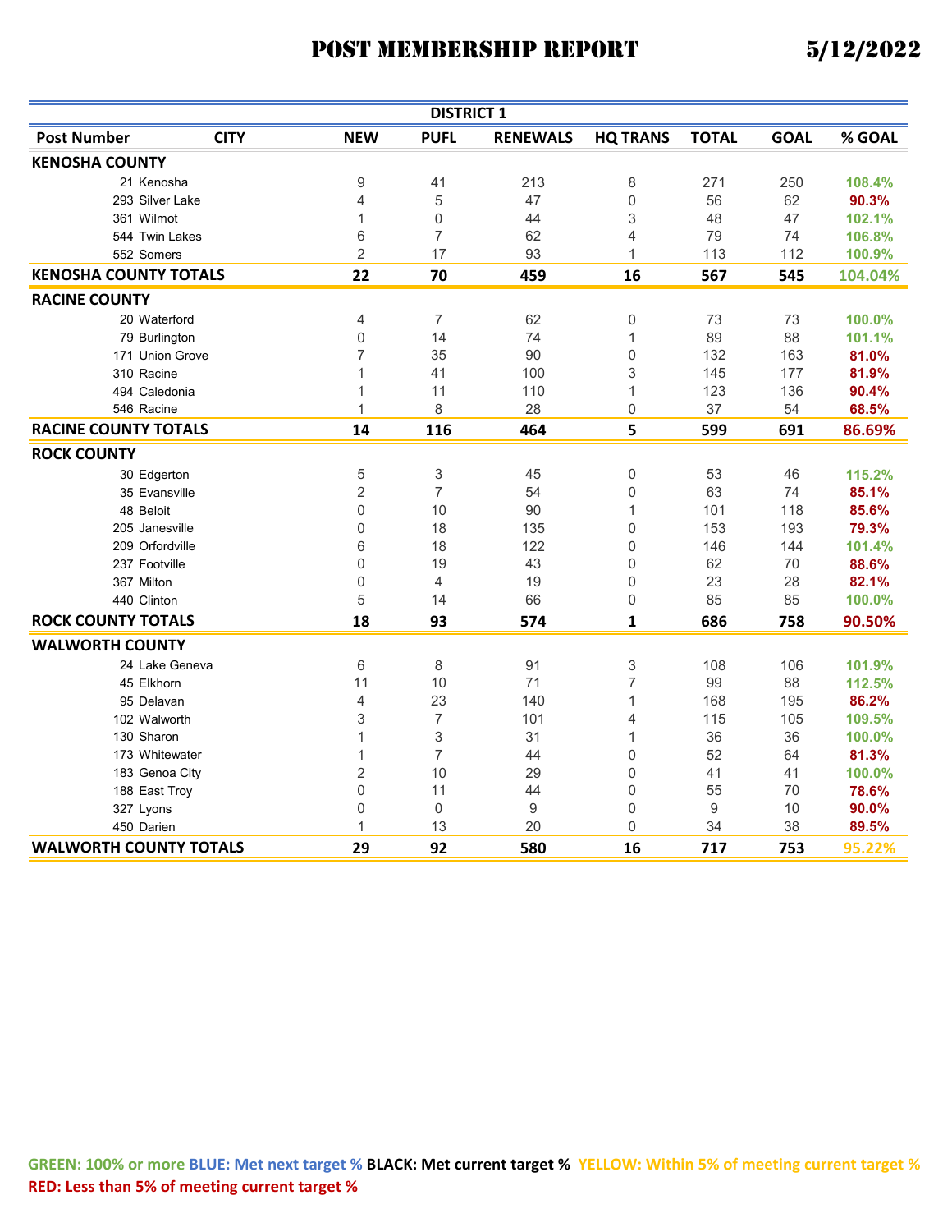# POST MEMBERSHIP REPORT

5/12/2022

## DISTRICT 1

| Post Number | CITY | NEW | PUFL | RENEWALS | HQ TRANS | TOTAL | GOAL | % GOAL |
|---|---|---|---|---|---|---|---|---|
| **KENOSHA COUNTY** | | | | | | | | |
| 21 | Kenosha | 9 | 41 | 213 | 8 | 271 | 250 | 108.4% |
| 293 | Silver Lake | 4 | 5 | 47 | 0 | 56 | 62 | 90.3% |
| 361 | Wilmot | 1 | 0 | 44 | 3 | 48 | 47 | 102.1% |
| 544 | Twin Lakes | 6 | 7 | 62 | 4 | 79 | 74 | 106.8% |
| 552 | Somers | 2 | 17 | 93 | 1 | 113 | 112 | 100.9% |
| **KENOSHA COUNTY TOTALS** | | **22** | **70** | **459** | **16** | **567** | **545** | **104.04%** |
| **RACINE COUNTY** | | | | | | | | |
| 20 | Waterford | 4 | 7 | 62 | 0 | 73 | 73 | 100.0% |
| 79 | Burlington | 0 | 14 | 74 | 1 | 89 | 88 | 101.1% |
| 171 | Union Grove | 7 | 35 | 90 | 0 | 132 | 163 | 81.0% |
| 310 | Racine | 1 | 41 | 100 | 3 | 145 | 177 | 81.9% |
| 494 | Caledonia | 1 | 11 | 110 | 1 | 123 | 136 | 90.4% |
| 546 | Racine | 1 | 8 | 28 | 0 | 37 | 54 | 68.5% |
| **RACINE COUNTY TOTALS** | | **14** | **116** | **464** | **5** | **599** | **691** | **86.69%** |
| **ROCK COUNTY** | | | | | | | | |
| 30 | Edgerton | 5 | 3 | 45 | 0 | 53 | 46 | 115.2% |
| 35 | Evansville | 2 | 7 | 54 | 0 | 63 | 74 | 85.1% |
| 48 | Beloit | 0 | 10 | 90 | 1 | 101 | 118 | 85.6% |
| 205 | Janesville | 0 | 18 | 135 | 0 | 153 | 193 | 79.3% |
| 209 | Orfordville | 6 | 18 | 122 | 0 | 146 | 144 | 101.4% |
| 237 | Footville | 0 | 19 | 43 | 0 | 62 | 70 | 88.6% |
| 367 | Milton | 0 | 4 | 19 | 0 | 23 | 28 | 82.1% |
| 440 | Clinton | 5 | 14 | 66 | 0 | 85 | 85 | 100.0% |
| **ROCK COUNTY TOTALS** | | **18** | **93** | **574** | **1** | **686** | **758** | **90.50%** |
| **WALWORTH COUNTY** | | | | | | | | |
| 24 | Lake Geneva | 6 | 8 | 91 | 3 | 108 | 106 | 101.9% |
| 45 | Elkhorn | 11 | 10 | 71 | 7 | 99 | 88 | 112.5% |
| 95 | Delavan | 4 | 23 | 140 | 1 | 168 | 195 | 86.2% |
| 102 | Walworth | 3 | 7 | 101 | 4 | 115 | 105 | 109.5% |
| 130 | Sharon | 1 | 3 | 31 | 1 | 36 | 36 | 100.0% |
| 173 | Whitewater | 1 | 7 | 44 | 0 | 52 | 64 | 81.3% |
| 183 | Genoa City | 2 | 10 | 29 | 0 | 41 | 41 | 100.0% |
| 188 | East Troy | 0 | 11 | 44 | 0 | 55 | 70 | 78.6% |
| 327 | Lyons | 0 | 0 | 9 | 0 | 9 | 10 | 90.0% |
| 450 | Darien | 1 | 13 | 20 | 0 | 34 | 38 | 89.5% |
| **WALWORTH COUNTY TOTALS** | | **29** | **92** | **580** | **16** | **717** | **753** | **95.22%** |

**GREEN: 100% or more** **BLUE: Met next target %** **BLACK: Met current target %** **YELLOW: Within 5% of meeting current target %** **RED: Less than 5% of meeting current target %**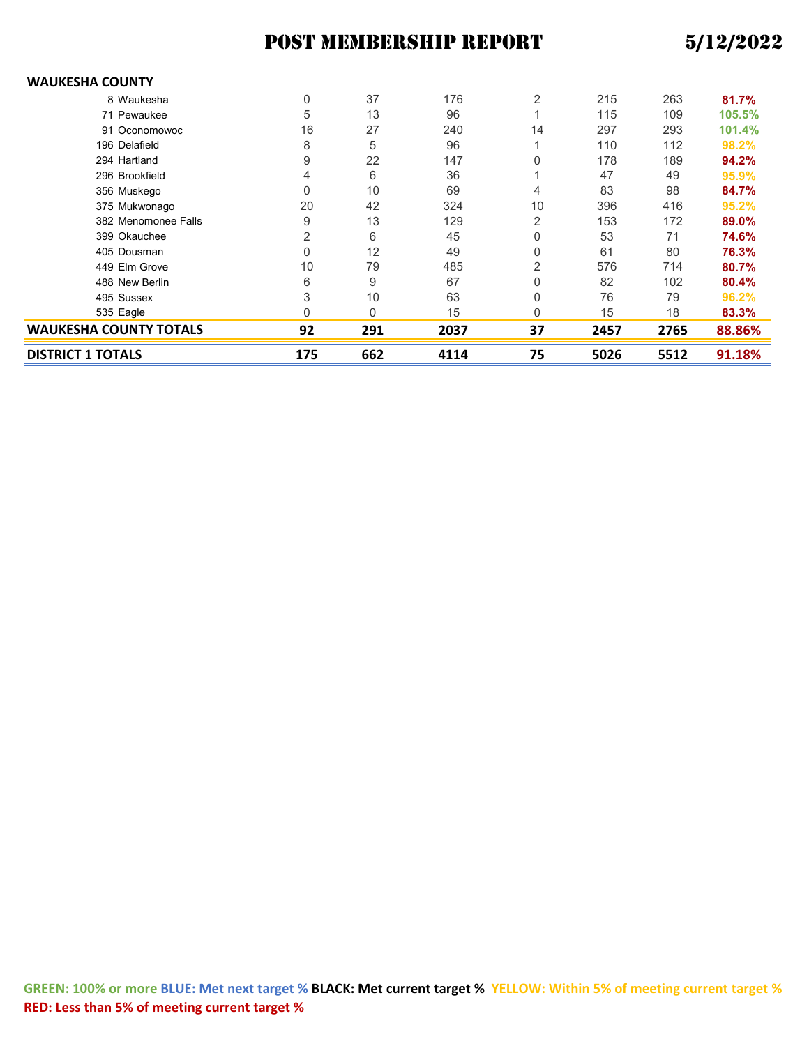# POST MEMBERSHIP REPORT 5/12/2022

| WAUKESHA COUNTY | | | | | | | |
|---|---|---|---|---|---|---|---|
| 8 Waukesha | 0 | 37 | 176 | 2 | 215 | 263 | 81.7% |
| 71 Pewaukee | 5 | 13 | 96 | 1 | 115 | 109 | 105.5% |
| 91 Oconomowoc | 16 | 27 | 240 | 14 | 297 | 293 | 101.4% |
| 196 Delafield | 8 | 5 | 96 | 1 | 110 | 112 | 98.2% |
| 294 Hartland | 9 | 22 | 147 | 0 | 178 | 189 | 94.2% |
| 296 Brookfield | 4 | 6 | 36 | 1 | 47 | 49 | 95.9% |
| 356 Muskego | 0 | 10 | 69 | 4 | 83 | 98 | 84.7% |
| 375 Mukwonago | 20 | 42 | 324 | 10 | 396 | 416 | 95.2% |
| 382 Menomonee Falls | 9 | 13 | 129 | 2 | 153 | 172 | 89.0% |
| 399 Okauchee | 2 | 6 | 45 | 0 | 53 | 71 | 74.6% |
| 405 Dousman | 0 | 12 | 49 | 0 | 61 | 80 | 76.3% |
| 449 Elm Grove | 10 | 79 | 485 | 2 | 576 | 714 | 80.7% |
| 488 New Berlin | 6 | 9 | 67 | 0 | 82 | 102 | 80.4% |
| 495 Sussex | 3 | 10 | 63 | 0 | 76 | 79 | 96.2% |
| 535 Eagle | 0 | 0 | 15 | 0 | 15 | 18 | 83.3% |
| **WAUKESHA COUNTY TOTALS** | **92** | **291** | **2037** | **37** | **2457** | **2765** | **88.86%** |
| **DISTRICT 1 TOTALS** | **175** | **662** | **4114** | **75** | **5026** | **5512** | **91.18%** |

**GREEN: 100% or more BLUE: Met next target % BLACK: Met current target % YELLOW: Within 5% of meeting current target % RED: Less than 5% of meeting current target %**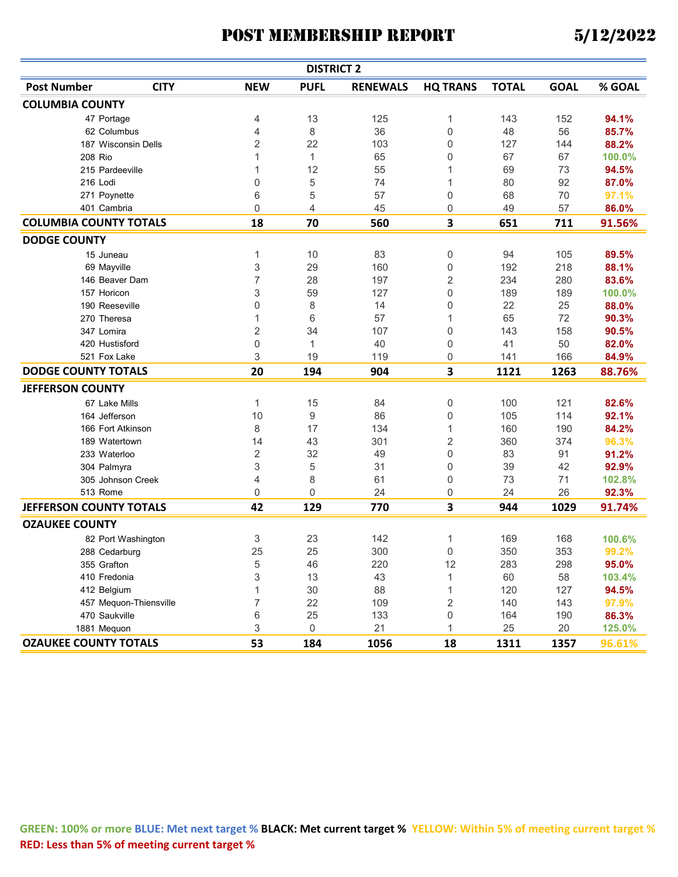# POST MEMBERSHIP REPORT 5/12/2022

## DISTRICT 2

| Post Number | CITY | NEW | PUFL | RENEWALS | HQ TRANS | TOTAL | GOAL | % GOAL |
|---|---|---|---|---|---|---|---|---|
| **COLUMBIA COUNTY** | | | | | | | | |
| 47 | Portage | 4 | 13 | 125 | 1 | 143 | 152 | 94.1% |
| 62 | Columbus | 4 | 8 | 36 | 0 | 48 | 56 | 85.7% |
| 187 | Wisconsin Dells | 2 | 22 | 103 | 0 | 127 | 144 | 88.2% |
| 208 | Rio | 1 | 1 | 65 | 0 | 67 | 67 | 100.0% |
| 215 | Pardeeville | 1 | 12 | 55 | 1 | 69 | 73 | 94.5% |
| 216 | Lodi | 0 | 5 | 74 | 1 | 80 | 92 | 87.0% |
| 271 | Poynette | 6 | 5 | 57 | 0 | 68 | 70 | 97.1% |
| 401 | Cambria | 0 | 4 | 45 | 0 | 49 | 57 | 86.0% |
| **COLUMBIA COUNTY TOTALS** | | **18** | **70** | **560** | **3** | **651** | **711** | **91.56%** |
| **DODGE COUNTY** | | | | | | | | |
| 15 | Juneau | 1 | 10 | 83 | 0 | 94 | 105 | 89.5% |
| 69 | Mayville | 3 | 29 | 160 | 0 | 192 | 218 | 88.1% |
| 146 | Beaver Dam | 7 | 28 | 197 | 2 | 234 | 280 | 83.6% |
| 157 | Horicon | 3 | 59 | 127 | 0 | 189 | 189 | 100.0% |
| 190 | Reeseville | 0 | 8 | 14 | 0 | 22 | 25 | 88.0% |
| 270 | Theresa | 1 | 6 | 57 | 1 | 65 | 72 | 90.3% |
| 347 | Lomira | 2 | 34 | 107 | 0 | 143 | 158 | 90.5% |
| 420 | Hustisford | 0 | 1 | 40 | 0 | 41 | 50 | 82.0% |
| 521 | Fox Lake | 3 | 19 | 119 | 0 | 141 | 166 | 84.9% |
| **DODGE COUNTY TOTALS** | | **20** | **194** | **904** | **3** | **1121** | **1263** | **88.76%** |
| **JEFFERSON COUNTY** | | | | | | | | |
| 67 | Lake Mills | 1 | 15 | 84 | 0 | 100 | 121 | 82.6% |
| 164 | Jefferson | 10 | 9 | 86 | 0 | 105 | 114 | 92.1% |
| 166 | Fort Atkinson | 8 | 17 | 134 | 1 | 160 | 190 | 84.2% |
| 189 | Watertown | 14 | 43 | 301 | 2 | 360 | 374 | 96.3% |
| 233 | Waterloo | 2 | 32 | 49 | 0 | 83 | 91 | 91.2% |
| 304 | Palmyra | 3 | 5 | 31 | 0 | 39 | 42 | 92.9% |
| 305 | Johnson Creek | 4 | 8 | 61 | 0 | 73 | 71 | 102.8% |
| 513 | Rome | 0 | 0 | 24 | 0 | 24 | 26 | 92.3% |
| **JEFFERSON COUNTY TOTALS** | | **42** | **129** | **770** | **3** | **944** | **1029** | **91.74%** |
| **OZAUKEE COUNTY** | | | | | | | | |
| 82 | Port Washington | 3 | 23 | 142 | 1 | 169 | 168 | 100.6% |
| 288 | Cedarburg | 25 | 25 | 300 | 0 | 350 | 353 | 99.2% |
| 355 | Grafton | 5 | 46 | 220 | 12 | 283 | 298 | 95.0% |
| 410 | Fredonia | 3 | 13 | 43 | 1 | 60 | 58 | 103.4% |
| 412 | Belgium | 1 | 30 | 88 | 1 | 120 | 127 | 94.5% |
| 457 | Mequon-Thiensville | 7 | 22 | 109 | 2 | 140 | 143 | 97.9% |
| 470 | Saukville | 6 | 25 | 133 | 0 | 164 | 190 | 86.3% |
| 1881 | Mequon | 3 | 0 | 21 | 1 | 25 | 20 | 125.0% |
| **OZAUKEE COUNTY TOTALS** | | **53** | **184** | **1056** | **18** | **1311** | **1357** | **96.61%** |

**GREEN: 100% or more BLUE: Met next target % BLACK: Met current target % YELLOW: Within 5% of meeting current target % RED: Less than 5% of meeting current target %**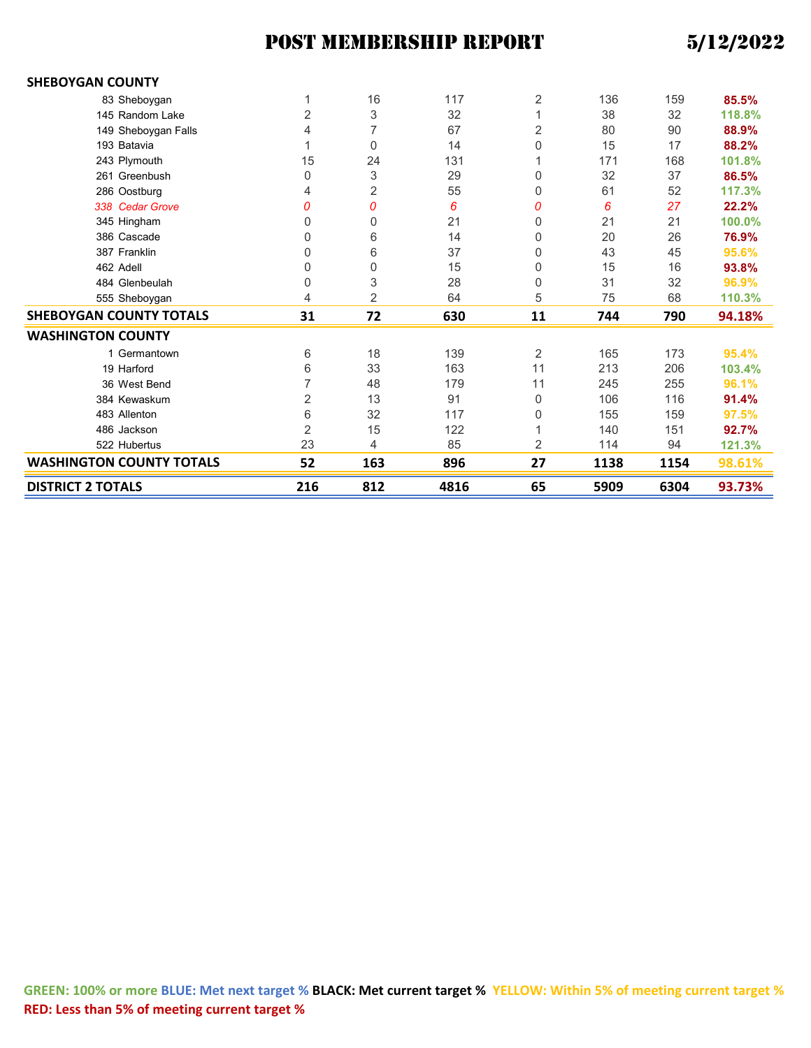# POST MEMBERSHIP REPORT 5/12/2022

| | | | | | | | |
|---|---|---|---|---|---|---|---|
| **SHEBOYGAN COUNTY** | | | | | | | |
| 83 Sheboygan | 1 | 16 | 117 | 2 | 136 | 159 | **85.5%** |
| 145 Random Lake | 2 | 3 | 32 | 1 | 38 | 32 | **118.8%** |
| 149 Sheboygan Falls | 4 | 7 | 67 | 2 | 80 | 90 | **88.9%** |
| 193 Batavia | 1 | 0 | 14 | 0 | 15 | 17 | **88.2%** |
| 243 Plymouth | 15 | 24 | 131 | 1 | 171 | 168 | **101.8%** |
| 261 Greenbush | 0 | 3 | 29 | 0 | 32 | 37 | **86.5%** |
| 286 Oostburg | 4 | 2 | 55 | 0 | 61 | 52 | **117.3%** |
| *338 Cedar Grove* | *0* | *0* | *6* | *0* | *6* | *27* | **22.2%** |
| 345 Hingham | 0 | 0 | 21 | 0 | 21 | 21 | **100.0%** |
| 386 Cascade | 0 | 6 | 14 | 0 | 20 | 26 | **76.9%** |
| 387 Franklin | 0 | 6 | 37 | 0 | 43 | 45 | **95.6%** |
| 462 Adell | 0 | 0 | 15 | 0 | 15 | 16 | **93.8%** |
| 484 Glenbeulah | 0 | 3 | 28 | 0 | 31 | 32 | **96.9%** |
| 555 Sheboygan | 4 | 2 | 64 | 5 | 75 | 68 | **110.3%** |
| **SHEBOYGAN COUNTY TOTALS** | **31** | **72** | **630** | **11** | **744** | **790** | **94.18%** |
| **WASHINGTON COUNTY** | | | | | | | |
| 1 Germantown | 6 | 18 | 139 | 2 | 165 | 173 | **95.4%** |
| 19 Harford | 6 | 33 | 163 | 11 | 213 | 206 | **103.4%** |
| 36 West Bend | 7 | 48 | 179 | 11 | 245 | 255 | **96.1%** |
| 384 Kewaskum | 2 | 13 | 91 | 0 | 106 | 116 | **91.4%** |
| 483 Allenton | 6 | 32 | 117 | 0 | 155 | 159 | **97.5%** |
| 486 Jackson | 2 | 15 | 122 | 1 | 140 | 151 | **92.7%** |
| 522 Hubertus | 23 | 4 | 85 | 2 | 114 | 94 | **121.3%** |
| **WASHINGTON COUNTY TOTALS** | **52** | **163** | **896** | **27** | **1138** | **1154** | **98.61%** |
| **DISTRICT 2 TOTALS** | **216** | **812** | **4816** | **65** | **5909** | **6304** | **93.73%** |

**GREEN: 100% or more BLUE: Met next target % BLACK: Met current target % YELLOW: Within 5% of meeting current target % RED: Less than 5% of meeting current target %**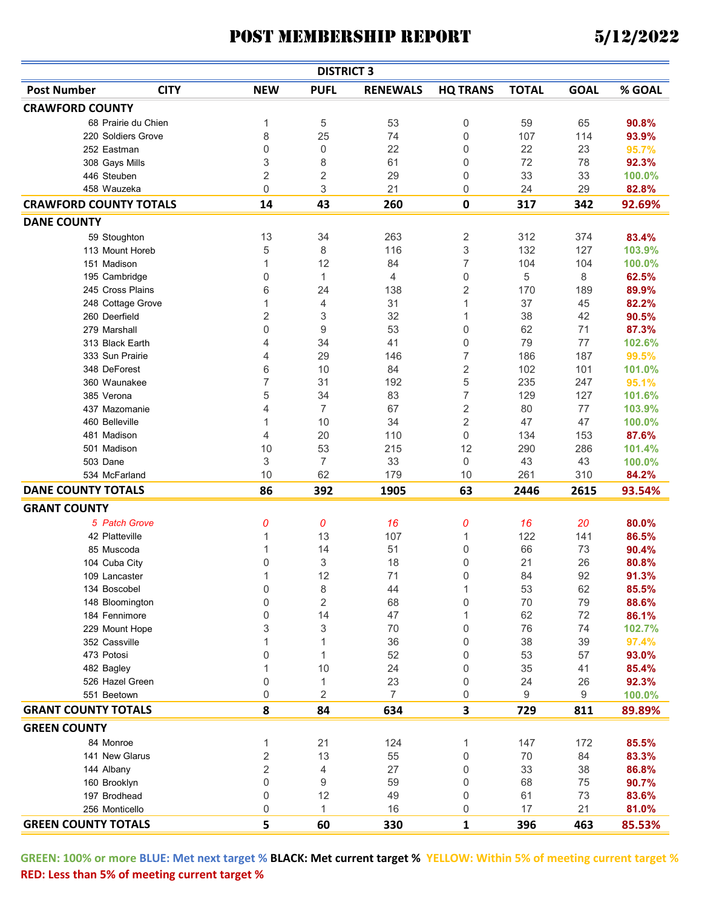# POST MEMBERSHIP REPORT

5/12/2022

## DISTRICT 3

| Post Number | CITY | NEW | PUFL | RENEWALS | HQ TRANS | TOTAL | GOAL | % GOAL |
|---|---|---|---|---|---|---|---|---|
| **CRAWFORD COUNTY** | | | | | | | | |
| 68 | Prairie du Chien | 1 | 5 | 53 | 0 | 59 | 65 | 90.8% |
| 220 | Soldiers Grove | 8 | 25 | 74 | 0 | 107 | 114 | 93.9% |
| 252 | Eastman | 0 | 0 | 22 | 0 | 22 | 23 | 95.7% |
| 308 | Gays Mills | 3 | 8 | 61 | 0 | 72 | 78 | 92.3% |
| 446 | Steuben | 2 | 2 | 29 | 0 | 33 | 33 | 100.0% |
| 458 | Wauzeka | 0 | 3 | 21 | 0 | 24 | 29 | 82.8% |
| **CRAWFORD COUNTY TOTALS** | | **14** | **43** | **260** | **0** | **317** | **342** | **92.69%** |
| **DANE COUNTY** | | | | | | | | |
| 59 | Stoughton | 13 | 34 | 263 | 2 | 312 | 374 | 83.4% |
| 113 | Mount Horeb | 5 | 8 | 116 | 3 | 132 | 127 | 103.9% |
| 151 | Madison | 1 | 12 | 84 | 7 | 104 | 104 | 100.0% |
| 195 | Cambridge | 0 | 1 | 4 | 0 | 5 | 8 | 62.5% |
| 245 | Cross Plains | 6 | 24 | 138 | 2 | 170 | 189 | 89.9% |
| 248 | Cottage Grove | 1 | 4 | 31 | 1 | 37 | 45 | 82.2% |
| 260 | Deerfield | 2 | 3 | 32 | 1 | 38 | 42 | 90.5% |
| 279 | Marshall | 0 | 9 | 53 | 0 | 62 | 71 | 87.3% |
| 313 | Black Earth | 4 | 34 | 41 | 0 | 79 | 77 | 102.6% |
| 333 | Sun Prairie | 4 | 29 | 146 | 7 | 186 | 187 | 99.5% |
| 348 | DeForest | 6 | 10 | 84 | 2 | 102 | 101 | 101.0% |
| 360 | Waunakee | 7 | 31 | 192 | 5 | 235 | 247 | 95.1% |
| 385 | Verona | 5 | 34 | 83 | 7 | 129 | 127 | 101.6% |
| 437 | Mazomanie | 4 | 7 | 67 | 2 | 80 | 77 | 103.9% |
| 460 | Belleville | 1 | 10 | 34 | 2 | 47 | 47 | 100.0% |
| 481 | Madison | 4 | 20 | 110 | 0 | 134 | 153 | 87.6% |
| 501 | Madison | 10 | 53 | 215 | 12 | 290 | 286 | 101.4% |
| 503 | Dane | 3 | 7 | 33 | 0 | 43 | 43 | 100.0% |
| 534 | McFarland | 10 | 62 | 179 | 10 | 261 | 310 | 84.2% |
| **DANE COUNTY TOTALS** | | **86** | **392** | **1905** | **63** | **2446** | **2615** | **93.54%** |
| **GRANT COUNTY** | | | | | | | | |
| *5* | *Patch Grove* | *0* | *0* | *16* | *0* | *16* | *20* | 80.0% |
| 42 | Platteville | 1 | 13 | 107 | 1 | 122 | 141 | 86.5% |
| 85 | Muscoda | 1 | 14 | 51 | 0 | 66 | 73 | 90.4% |
| 104 | Cuba City | 0 | 3 | 18 | 0 | 21 | 26 | 80.8% |
| 109 | Lancaster | 1 | 12 | 71 | 0 | 84 | 92 | 91.3% |
| 134 | Boscobel | 0 | 8 | 44 | 1 | 53 | 62 | 85.5% |
| 148 | Bloomington | 0 | 2 | 68 | 0 | 70 | 79 | 88.6% |
| 184 | Fennimore | 0 | 14 | 47 | 1 | 62 | 72 | 86.1% |
| 229 | Mount Hope | 3 | 3 | 70 | 0 | 76 | 74 | 102.7% |
| 352 | Cassville | 1 | 1 | 36 | 0 | 38 | 39 | 97.4% |
| 473 | Potosi | 0 | 1 | 52 | 0 | 53 | 57 | 93.0% |
| 482 | Bagley | 1 | 10 | 24 | 0 | 35 | 41 | 85.4% |
| 526 | Hazel Green | 0 | 1 | 23 | 0 | 24 | 26 | 92.3% |
| 551 | Beetown | 0 | 2 | 7 | 0 | 9 | 9 | 100.0% |
| **GRANT COUNTY TOTALS** | | **8** | **84** | **634** | **3** | **729** | **811** | **89.89%** |
| **GREEN COUNTY** | | | | | | | | |
| 84 | Monroe | 1 | 21 | 124 | 1 | 147 | 172 | 85.5% |
| 141 | New Glarus | 2 | 13 | 55 | 0 | 70 | 84 | 83.3% |
| 144 | Albany | 2 | 4 | 27 | 0 | 33 | 38 | 86.8% |
| 160 | Brooklyn | 0 | 9 | 59 | 0 | 68 | 75 | 90.7% |
| 197 | Brodhead | 0 | 12 | 49 | 0 | 61 | 73 | 83.6% |
| 256 | Monticello | 0 | 1 | 16 | 0 | 17 | 21 | 81.0% |
| **GREEN COUNTY TOTALS** | | **5** | **60** | **330** | **1** | **396** | **463** | **85.53%** |

**GREEN: 100% or more** **BLUE: Met next target %** **BLACK: Met current target %** **YELLOW: Within 5% of meeting current target %** **RED: Less than 5% of meeting current target %**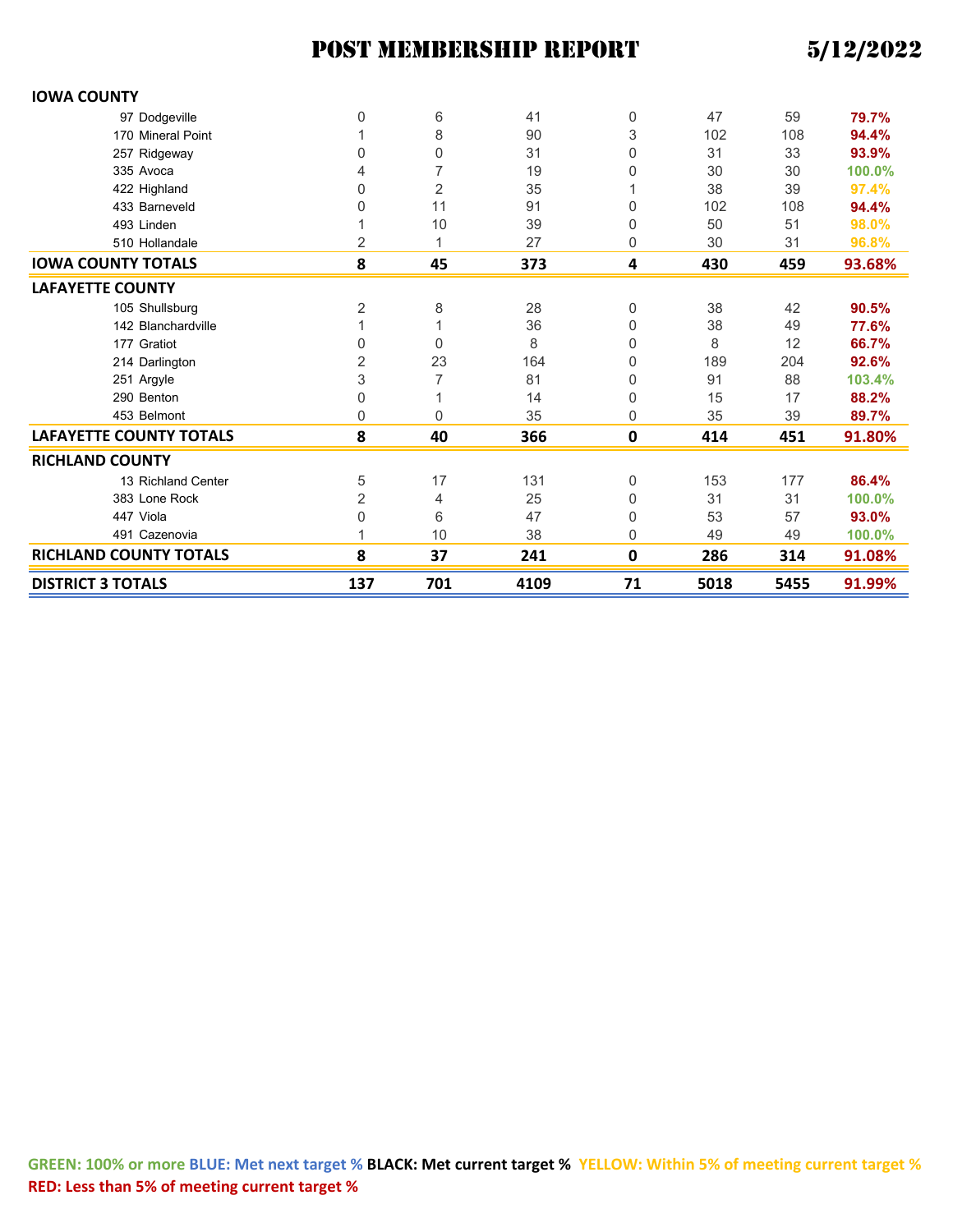# POST MEMBERSHIP REPORT 5/12/2022

| | | | | | | | |
|---|---|---|---|---|---|---|---|
| **IOWA COUNTY** | | | | | | | |
| 97 Dodgeville | 0 | 6 | 41 | 0 | 47 | 59 | **79.7%** |
| 170 Mineral Point | 1 | 8 | 90 | 3 | 102 | 108 | **94.4%** |
| 257 Ridgeway | 0 | 0 | 31 | 0 | 31 | 33 | **93.9%** |
| 335 Avoca | 4 | 7 | 19 | 0 | 30 | 30 | **100.0%** |
| 422 Highland | 0 | 2 | 35 | 1 | 38 | 39 | **97.4%** |
| 433 Barneveld | 0 | 11 | 91 | 0 | 102 | 108 | **94.4%** |
| 493 Linden | 1 | 10 | 39 | 0 | 50 | 51 | **98.0%** |
| 510 Hollandale | 2 | 1 | 27 | 0 | 30 | 31 | **96.8%** |
| **IOWA COUNTY TOTALS** | **8** | **45** | **373** | **4** | **430** | **459** | **93.68%** |
| **LAFAYETTE COUNTY** | | | | | | | |
| 105 Shullsburg | 2 | 8 | 28 | 0 | 38 | 42 | **90.5%** |
| 142 Blanchardville | 1 | 1 | 36 | 0 | 38 | 49 | **77.6%** |
| 177 Gratiot | 0 | 0 | 8 | 0 | 8 | 12 | **66.7%** |
| 214 Darlington | 2 | 23 | 164 | 0 | 189 | 204 | **92.6%** |
| 251 Argyle | 3 | 7 | 81 | 0 | 91 | 88 | **103.4%** |
| 290 Benton | 0 | 1 | 14 | 0 | 15 | 17 | **88.2%** |
| 453 Belmont | 0 | 0 | 35 | 0 | 35 | 39 | **89.7%** |
| **LAFAYETTE COUNTY TOTALS** | **8** | **40** | **366** | **0** | **414** | **451** | **91.80%** |
| **RICHLAND COUNTY** | | | | | | | |
| 13 Richland Center | 5 | 17 | 131 | 0 | 153 | 177 | **86.4%** |
| 383 Lone Rock | 2 | 4 | 25 | 0 | 31 | 31 | **100.0%** |
| 447 Viola | 0 | 6 | 47 | 0 | 53 | 57 | **93.0%** |
| 491 Cazenovia | 1 | 10 | 38 | 0 | 49 | 49 | **100.0%** |
| **RICHLAND COUNTY TOTALS** | **8** | **37** | **241** | **0** | **286** | **314** | **91.08%** |
| **DISTRICT 3 TOTALS** | **137** | **701** | **4109** | **71** | **5018** | **5455** | **91.99%** |

**GREEN: 100% or more BLUE: Met next target % BLACK: Met current target % YELLOW: Within 5% of meeting current target % RED: Less than 5% of meeting current target %**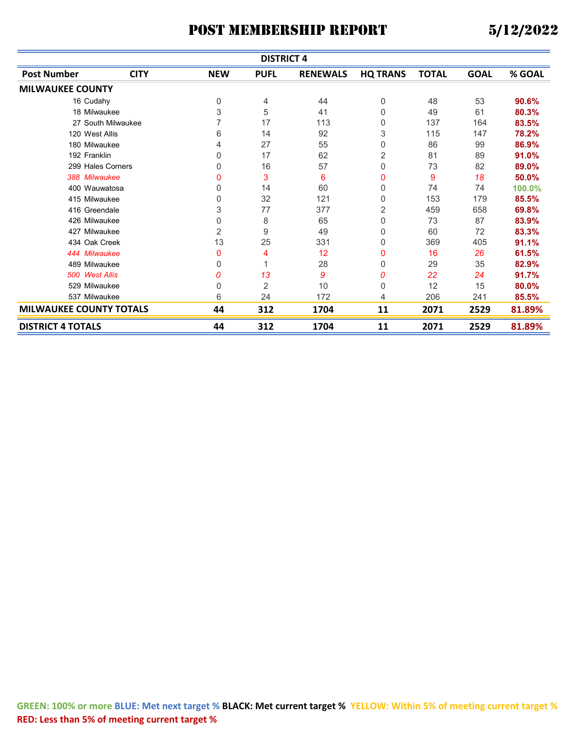# POST MEMBERSHIP REPORT 5/12/2022

## DISTRICT 4

| Post Number | CITY | NEW | PUFL | RENEWALS | HQ TRANS | TOTAL | GOAL | % GOAL |
|---|---|---|---|---|---|---|---|---|
| **MILWAUKEE COUNTY** | | | | | | | | |
| 16 | Cudahy | 0 | 4 | 44 | 0 | 48 | 53 | 90.6% |
| 18 | Milwaukee | 3 | 5 | 41 | 0 | 49 | 61 | 80.3% |
| 27 | South Milwaukee | 7 | 17 | 113 | 0 | 137 | 164 | 83.5% |
| 120 | West Allis | 6 | 14 | 92 | 3 | 115 | 147 | 78.2% |
| 180 | Milwaukee | 4 | 27 | 55 | 0 | 86 | 99 | 86.9% |
| 192 | Franklin | 0 | 17 | 62 | 2 | 81 | 89 | 91.0% |
| 299 | Hales Corners | 0 | 16 | 57 | 0 | 73 | 82 | 89.0% |
| *388* | *Milwaukee* | 0 | 3 | 6 | 0 | 9 | *18* | 50.0% |
| 400 | Wauwatosa | 0 | 14 | 60 | 0 | 74 | 74 | 100.0% |
| 415 | Milwaukee | 0 | 32 | 121 | 0 | 153 | 179 | 85.5% |
| 416 | Greendale | 3 | 77 | 377 | 2 | 459 | 658 | 69.8% |
| 426 | Milwaukee | 0 | 8 | 65 | 0 | 73 | 87 | 83.9% |
| 427 | Milwaukee | 2 | 9 | 49 | 0 | 60 | 72 | 83.3% |
| 434 | Oak Creek | 13 | 25 | 331 | 0 | 369 | 405 | 91.1% |
| *444* | *Milwaukee* | 0 | 4 | 12 | 0 | 16 | *26* | 61.5% |
| 489 | Milwaukee | 0 | 1 | 28 | 0 | 29 | 35 | 82.9% |
| *500* | *West Allis* | *0* | *13* | *9* | *0* | *22* | *24* | 91.7% |
| 529 | Milwaukee | 0 | 2 | 10 | 0 | 12 | 15 | 80.0% |
| 537 | Milwaukee | 6 | 24 | 172 | 4 | 206 | 241 | 85.5% |
| **MILWAUKEE COUNTY TOTALS** | | **44** | **312** | **1704** | **11** | **2071** | **2529** | **81.89%** |
| **DISTRICT 4 TOTALS** | | **44** | **312** | **1704** | **11** | **2071** | **2529** | **81.89%** |

**GREEN: 100% or more BLUE: Met next target % BLACK: Met current target % YELLOW: Within 5% of meeting current target % RED: Less than 5% of meeting current target %**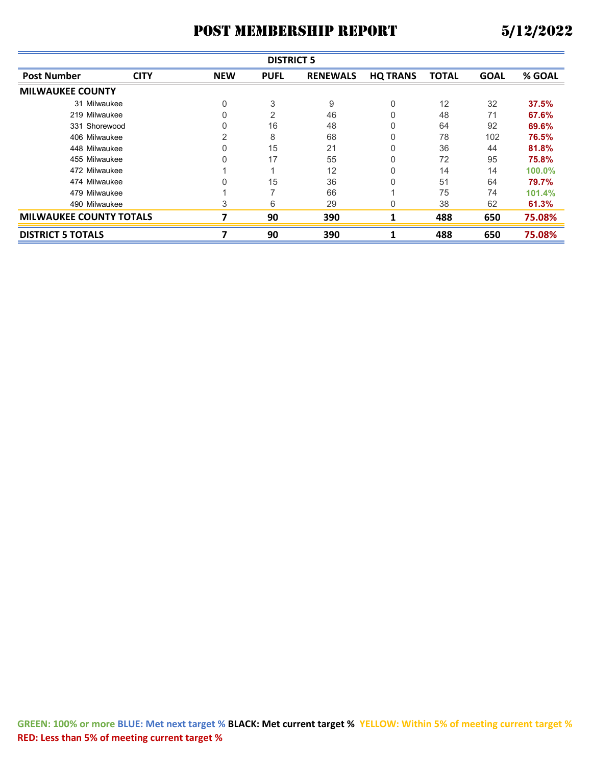# POST MEMBERSHIP REPORT 5/12/2022

| DISTRICT 5 | | | | | | | | |
|---|---|---|---|---|---|---|---|---|
| **Post Number** | **CITY** | **NEW** | **PUFL** | **RENEWALS** | **HQ TRANS** | **TOTAL** | **GOAL** | **% GOAL** |
| **MILWAUKEE COUNTY** | | | | | | | | |
| 31 | Milwaukee | 0 | 3 | 9 | 0 | 12 | 32 | **37.5%** |
| 219 | Milwaukee | 0 | 2 | 46 | 0 | 48 | 71 | **67.6%** |
| 331 | Shorewood | 0 | 16 | 48 | 0 | 64 | 92 | **69.6%** |
| 406 | Milwaukee | 2 | 8 | 68 | 0 | 78 | 102 | **76.5%** |
| 448 | Milwaukee | 0 | 15 | 21 | 0 | 36 | 44 | **81.8%** |
| 455 | Milwaukee | 0 | 17 | 55 | 0 | 72 | 95 | **75.8%** |
| 472 | Milwaukee | 1 | 1 | 12 | 0 | 14 | 14 | **100.0%** |
| 474 | Milwaukee | 0 | 15 | 36 | 0 | 51 | 64 | **79.7%** |
| 479 | Milwaukee | 1 | 7 | 66 | 1 | 75 | 74 | **101.4%** |
| 490 | Milwaukee | 3 | 6 | 29 | 0 | 38 | 62 | **61.3%** |
| **MILWAUKEE COUNTY TOTALS** | | **7** | **90** | **390** | **1** | **488** | **650** | **75.08%** |
| **DISTRICT 5 TOTALS** | | **7** | **90** | **390** | **1** | **488** | **650** | **75.08%** |

**GREEN: 100% or more** **BLUE: Met next target %** **BLACK: Met current target %** **YELLOW: Within 5% of meeting current target %**
**RED: Less than 5% of meeting current target %**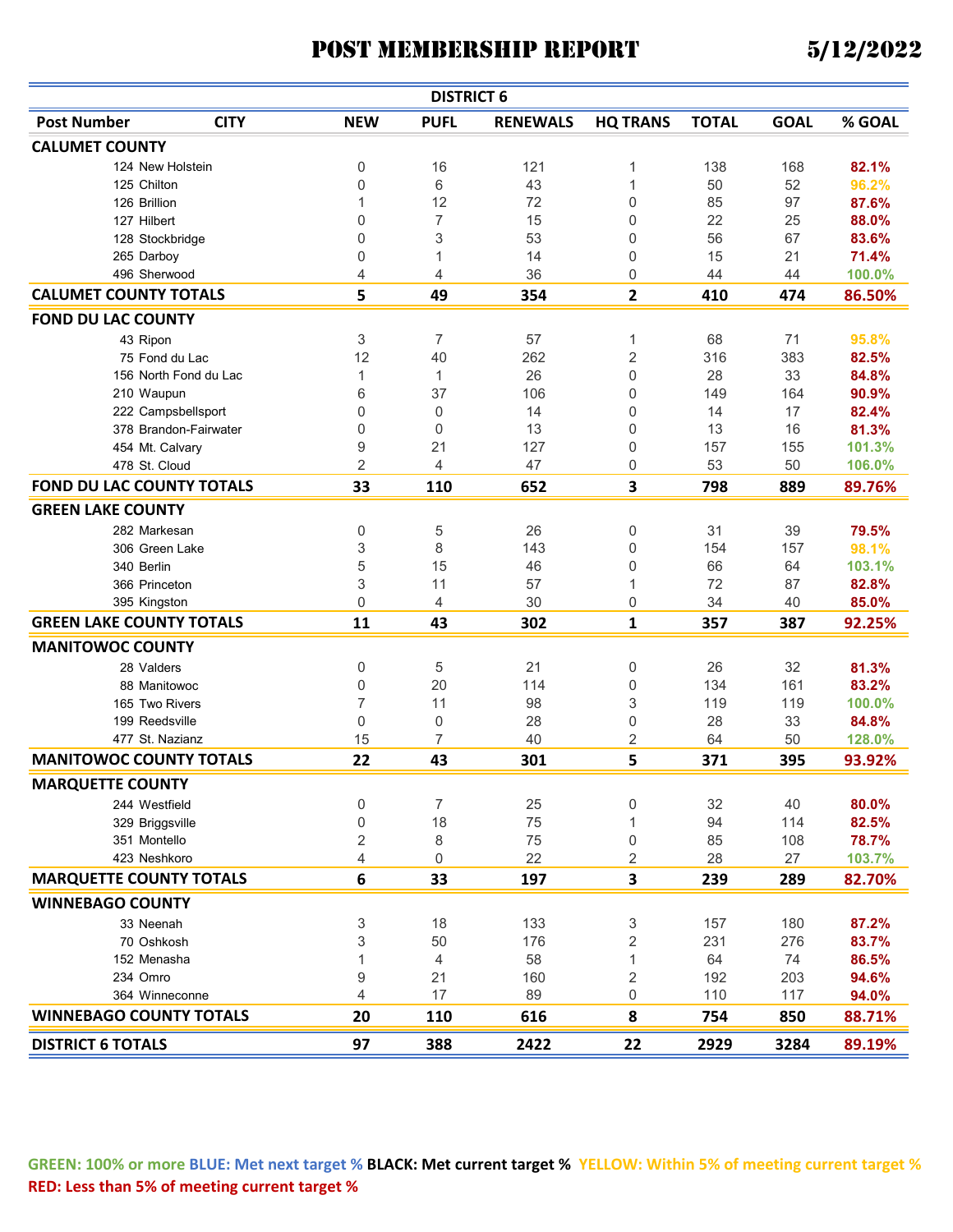# POST MEMBERSHIP REPORT 5/12/2022

| DISTRICT 6 | | | | | | | | |
|---|---|---|---|---|---|---|---|---|
| **Post Number** | **CITY** | **NEW** | **PUFL** | **RENEWALS** | **HQ TRANS** | **TOTAL** | **GOAL** | **% GOAL** |
| **CALUMET COUNTY** | | | | | | | | |
| 124 | New Holstein | 0 | 16 | 121 | 1 | 138 | 168 | 82.1% |
| 125 | Chilton | 0 | 6 | 43 | 1 | 50 | 52 | 96.2% |
| 126 | Brillion | 1 | 12 | 72 | 0 | 85 | 97 | 87.6% |
| 127 | Hilbert | 0 | 7 | 15 | 0 | 22 | 25 | 88.0% |
| 128 | Stockbridge | 0 | 3 | 53 | 0 | 56 | 67 | 83.6% |
| 265 | Darboy | 0 | 1 | 14 | 0 | 15 | 21 | 71.4% |
| 496 | Sherwood | 4 | 4 | 36 | 0 | 44 | 44 | 100.0% |
| **CALUMET COUNTY TOTALS** | | **5** | **49** | **354** | **2** | **410** | **474** | **86.50%** |
| **FOND DU LAC COUNTY** | | | | | | | | |
| 43 | Ripon | 3 | 7 | 57 | 1 | 68 | 71 | 95.8% |
| 75 | Fond du Lac | 12 | 40 | 262 | 2 | 316 | 383 | 82.5% |
| 156 | North Fond du Lac | 1 | 1 | 26 | 0 | 28 | 33 | 84.8% |
| 210 | Waupun | 6 | 37 | 106 | 0 | 149 | 164 | 90.9% |
| 222 | Campsbellsport | 0 | 0 | 14 | 0 | 14 | 17 | 82.4% |
| 378 | Brandon-Fairwater | 0 | 0 | 13 | 0 | 13 | 16 | 81.3% |
| 454 | Mt. Calvary | 9 | 21 | 127 | 0 | 157 | 155 | 101.3% |
| 478 | St. Cloud | 2 | 4 | 47 | 0 | 53 | 50 | 106.0% |
| **FOND DU LAC COUNTY TOTALS** | | **33** | **110** | **652** | **3** | **798** | **889** | **89.76%** |
| **GREEN LAKE COUNTY** | | | | | | | | |
| 282 | Markesan | 0 | 5 | 26 | 0 | 31 | 39 | 79.5% |
| 306 | Green Lake | 3 | 8 | 143 | 0 | 154 | 157 | 98.1% |
| 340 | Berlin | 5 | 15 | 46 | 0 | 66 | 64 | 103.1% |
| 366 | Princeton | 3 | 11 | 57 | 1 | 72 | 87 | 82.8% |
| 395 | Kingston | 0 | 4 | 30 | 0 | 34 | 40 | 85.0% |
| **GREEN LAKE COUNTY TOTALS** | | **11** | **43** | **302** | **1** | **357** | **387** | **92.25%** |
| **MANITOWOC COUNTY** | | | | | | | | |
| 28 | Valders | 0 | 5 | 21 | 0 | 26 | 32 | 81.3% |
| 88 | Manitowoc | 0 | 20 | 114 | 0 | 134 | 161 | 83.2% |
| 165 | Two Rivers | 7 | 11 | 98 | 3 | 119 | 119 | 100.0% |
| 199 | Reedsville | 0 | 0 | 28 | 0 | 28 | 33 | 84.8% |
| 477 | St. Nazianz | 15 | 7 | 40 | 2 | 64 | 50 | 128.0% |
| **MANITOWOC COUNTY TOTALS** | | **22** | **43** | **301** | **5** | **371** | **395** | **93.92%** |
| **MARQUETTE COUNTY** | | | | | | | | |
| 244 | Westfield | 0 | 7 | 25 | 0 | 32 | 40 | 80.0% |
| 329 | Briggsville | 0 | 18 | 75 | 1 | 94 | 114 | 82.5% |
| 351 | Montello | 2 | 8 | 75 | 0 | 85 | 108 | 78.7% |
| 423 | Neshkoro | 4 | 0 | 22 | 2 | 28 | 27 | 103.7% |
| **MARQUETTE COUNTY TOTALS** | | **6** | **33** | **197** | **3** | **239** | **289** | **82.70%** |
| **WINNEBAGO COUNTY** | | | | | | | | |
| 33 | Neenah | 3 | 18 | 133 | 3 | 157 | 180 | 87.2% |
| 70 | Oshkosh | 3 | 50 | 176 | 2 | 231 | 276 | 83.7% |
| 152 | Menasha | 1 | 4 | 58 | 1 | 64 | 74 | 86.5% |
| 234 | Omro | 9 | 21 | 160 | 2 | 192 | 203 | 94.6% |
| 364 | Winneconne | 4 | 17 | 89 | 0 | 110 | 117 | 94.0% |
| **WINNEBAGO COUNTY TOTALS** | | **20** | **110** | **616** | **8** | **754** | **850** | **88.71%** |
| **DISTRICT 6 TOTALS** | | **97** | **388** | **2422** | **22** | **2929** | **3284** | **89.19%** |

**GREEN: 100% or more BLUE: Met next target % BLACK: Met current target % YELLOW: Within 5% of meeting current target % RED: Less than 5% of meeting current target %**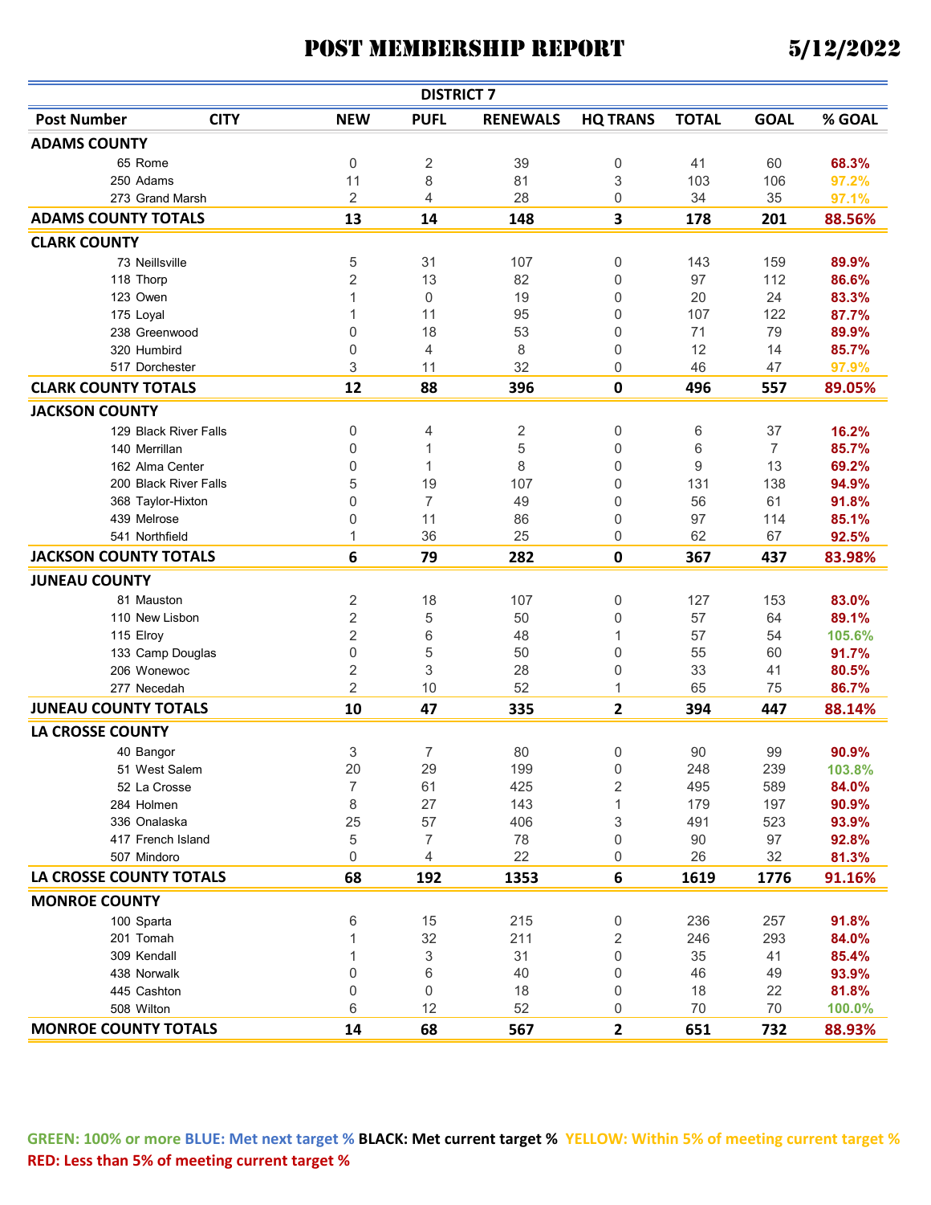# POST MEMBERSHIP REPORT 5/12/2022

**DISTRICT 7**

| Post Number | CITY | NEW | PUFL | RENEWALS | HQ TRANS | TOTAL | GOAL | % GOAL |
|---|---|---|---|---|---|---|---|---|
| **ADAMS COUNTY** | | | | | | | | |
| 65 | Rome | 0 | 2 | 39 | 0 | 41 | 60 | 68.3% |
| 250 | Adams | 11 | 8 | 81 | 3 | 103 | 106 | 97.2% |
| 273 | Grand Marsh | 2 | 4 | 28 | 0 | 34 | 35 | 97.1% |
| **ADAMS COUNTY TOTALS** | | **13** | **14** | **148** | **3** | **178** | **201** | **88.56%** |
| **CLARK COUNTY** | | | | | | | | |
| 73 | Neillsville | 5 | 31 | 107 | 0 | 143 | 159 | 89.9% |
| 118 | Thorp | 2 | 13 | 82 | 0 | 97 | 112 | 86.6% |
| 123 | Owen | 1 | 0 | 19 | 0 | 20 | 24 | 83.3% |
| 175 | Loyal | 1 | 11 | 95 | 0 | 107 | 122 | 87.7% |
| 238 | Greenwood | 0 | 18 | 53 | 0 | 71 | 79 | 89.9% |
| 320 | Humbird | 0 | 4 | 8 | 0 | 12 | 14 | 85.7% |
| 517 | Dorchester | 3 | 11 | 32 | 0 | 46 | 47 | 97.9% |
| **CLARK COUNTY TOTALS** | | **12** | **88** | **396** | **0** | **496** | **557** | **89.05%** |
| **JACKSON COUNTY** | | | | | | | | |
| 129 | Black River Falls | 0 | 4 | 2 | 0 | 6 | 37 | 16.2% |
| 140 | Merrillan | 0 | 1 | 5 | 0 | 6 | 7 | 85.7% |
| 162 | Alma Center | 0 | 1 | 8 | 0 | 9 | 13 | 69.2% |
| 200 | Black River Falls | 5 | 19 | 107 | 0 | 131 | 138 | 94.9% |
| 368 | Taylor-Hixton | 0 | 7 | 49 | 0 | 56 | 61 | 91.8% |
| 439 | Melrose | 0 | 11 | 86 | 0 | 97 | 114 | 85.1% |
| 541 | Northfield | 1 | 36 | 25 | 0 | 62 | 67 | 92.5% |
| **JACKSON COUNTY TOTALS** | | **6** | **79** | **282** | **0** | **367** | **437** | **83.98%** |
| **JUNEAU COUNTY** | | | | | | | | |
| 81 | Mauston | 2 | 18 | 107 | 0 | 127 | 153 | 83.0% |
| 110 | New Lisbon | 2 | 5 | 50 | 0 | 57 | 64 | 89.1% |
| 115 | Elroy | 2 | 6 | 48 | 1 | 57 | 54 | 105.6% |
| 133 | Camp Douglas | 0 | 5 | 50 | 0 | 55 | 60 | 91.7% |
| 206 | Wonewoc | 2 | 3 | 28 | 0 | 33 | 41 | 80.5% |
| 277 | Necedah | 2 | 10 | 52 | 1 | 65 | 75 | 86.7% |
| **JUNEAU COUNTY TOTALS** | | **10** | **47** | **335** | **2** | **394** | **447** | **88.14%** |
| **LA CROSSE COUNTY** | | | | | | | | |
| 40 | Bangor | 3 | 7 | 80 | 0 | 90 | 99 | 90.9% |
| 51 | West Salem | 20 | 29 | 199 | 0 | 248 | 239 | 103.8% |
| 52 | La Crosse | 7 | 61 | 425 | 2 | 495 | 589 | 84.0% |
| 284 | Holmen | 8 | 27 | 143 | 1 | 179 | 197 | 90.9% |
| 336 | Onalaska | 25 | 57 | 406 | 3 | 491 | 523 | 93.9% |
| 417 | French Island | 5 | 7 | 78 | 0 | 90 | 97 | 92.8% |
| 507 | Mindoro | 0 | 4 | 22 | 0 | 26 | 32 | 81.3% |
| **LA CROSSE COUNTY TOTALS** | | **68** | **192** | **1353** | **6** | **1619** | **1776** | **91.16%** |
| **MONROE COUNTY** | | | | | | | | |
| 100 | Sparta | 6 | 15 | 215 | 0 | 236 | 257 | 91.8% |
| 201 | Tomah | 1 | 32 | 211 | 2 | 246 | 293 | 84.0% |
| 309 | Kendall | 1 | 3 | 31 | 0 | 35 | 41 | 85.4% |
| 438 | Norwalk | 0 | 6 | 40 | 0 | 46 | 49 | 93.9% |
| 445 | Cashton | 0 | 0 | 18 | 0 | 18 | 22 | 81.8% |
| 508 | Wilton | 6 | 12 | 52 | 0 | 70 | 70 | 100.0% |
| **MONROE COUNTY TOTALS** | | **14** | **68** | **567** | **2** | **651** | **732** | **88.93%** |

**GREEN: 100% or more BLUE: Met next target % BLACK: Met current target % YELLOW: Within 5% of meeting current target % RED: Less than 5% of meeting current target %**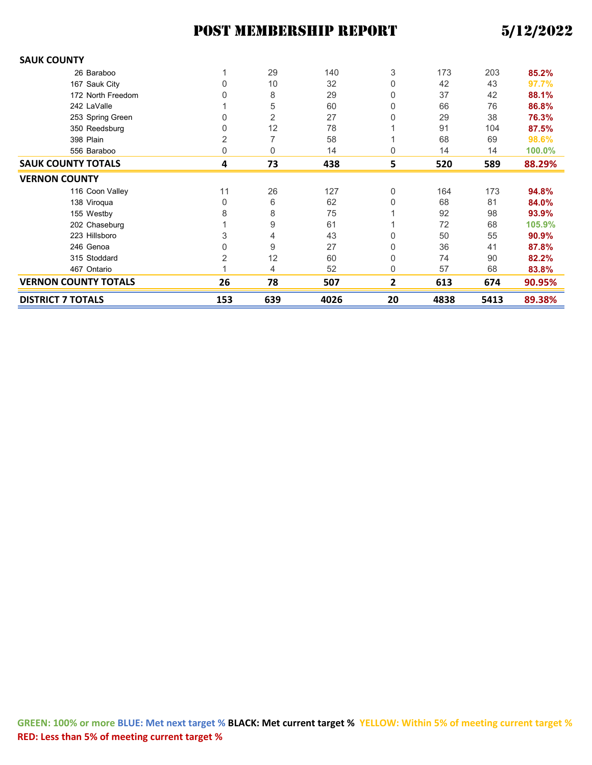# POST MEMBERSHIP REPORT 5/12/2022

| | | | | | | | |
|---|---|---|---|---|---|---|---|
| **SAUK COUNTY** | | | | | | | |
| 26 Baraboo | 1 | 29 | 140 | 3 | 173 | 203 | **85.2%** |
| 167 Sauk City | 0 | 10 | 32 | 0 | 42 | 43 | **97.7%** |
| 172 North Freedom | 0 | 8 | 29 | 0 | 37 | 42 | **88.1%** |
| 242 LaValle | 1 | 5 | 60 | 0 | 66 | 76 | **86.8%** |
| 253 Spring Green | 0 | 2 | 27 | 0 | 29 | 38 | **76.3%** |
| 350 Reedsburg | 0 | 12 | 78 | 1 | 91 | 104 | **87.5%** |
| 398 Plain | 2 | 7 | 58 | 1 | 68 | 69 | **98.6%** |
| 556 Baraboo | 0 | 0 | 14 | 0 | 14 | 14 | **100.0%** |
| **SAUK COUNTY TOTALS** | **4** | **73** | **438** | **5** | **520** | **589** | **88.29%** |
| **VERNON COUNTY** | | | | | | | |
| 116 Coon Valley | 11 | 26 | 127 | 0 | 164 | 173 | **94.8%** |
| 138 Viroqua | 0 | 6 | 62 | 0 | 68 | 81 | **84.0%** |
| 155 Westby | 8 | 8 | 75 | 1 | 92 | 98 | **93.9%** |
| 202 Chaseburg | 1 | 9 | 61 | 1 | 72 | 68 | **105.9%** |
| 223 Hillsboro | 3 | 4 | 43 | 0 | 50 | 55 | **90.9%** |
| 246 Genoa | 0 | 9 | 27 | 0 | 36 | 41 | **87.8%** |
| 315 Stoddard | 2 | 12 | 60 | 0 | 74 | 90 | **82.2%** |
| 467 Ontario | 1 | 4 | 52 | 0 | 57 | 68 | **83.8%** |
| **VERNON COUNTY TOTALS** | **26** | **78** | **507** | **2** | **613** | **674** | **90.95%** |
| **DISTRICT 7 TOTALS** | **153** | **639** | **4026** | **20** | **4838** | **5413** | **89.38%** |

**GREEN: 100% or more BLUE: Met next target % BLACK: Met current target % YELLOW: Within 5% of meeting current target % RED: Less than 5% of meeting current target %**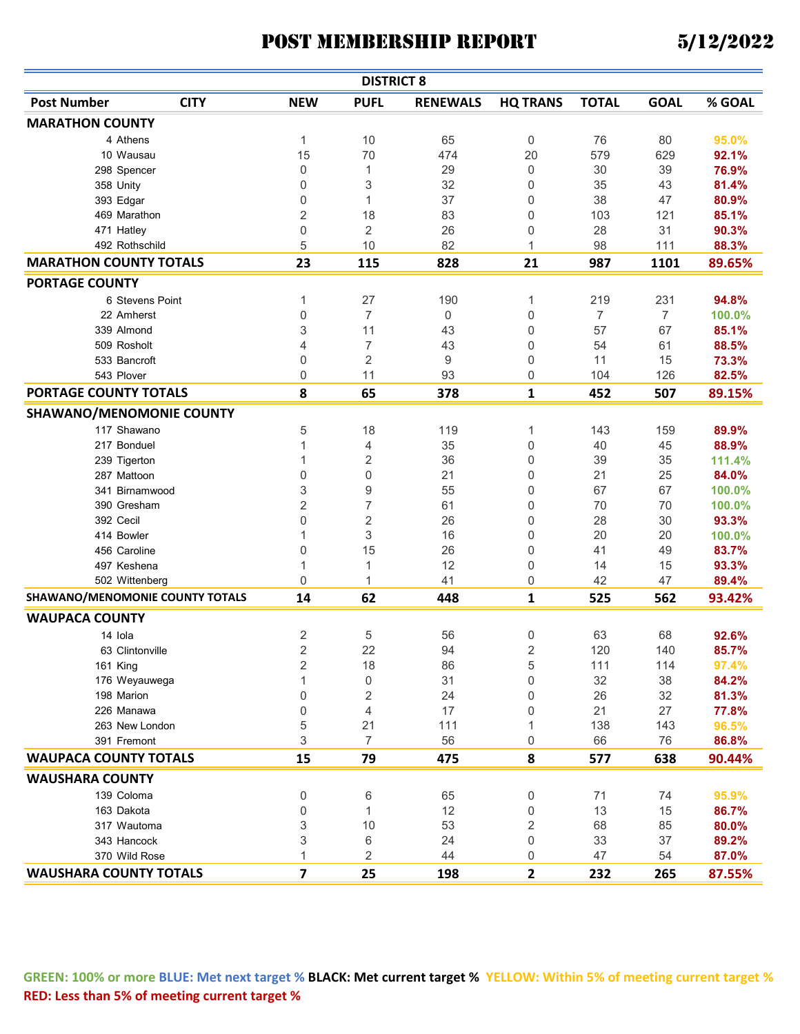# POST MEMBERSHIP REPORT 5/12/2022

## DISTRICT 8

| Post Number | CITY | NEW | PUFL | RENEWALS | HQ TRANS | TOTAL | GOAL | % GOAL |
|---|---|---|---|---|---|---|---|---|
| **MARATHON COUNTY** | | | | | | | | |
| 4 | Athens | 1 | 10 | 65 | 0 | 76 | 80 | 95.0% |
| 10 | Wausau | 15 | 70 | 474 | 20 | 579 | 629 | 92.1% |
| 298 | Spencer | 0 | 1 | 29 | 0 | 30 | 39 | 76.9% |
| 358 | Unity | 0 | 3 | 32 | 0 | 35 | 43 | 81.4% |
| 393 | Edgar | 0 | 1 | 37 | 0 | 38 | 47 | 80.9% |
| 469 | Marathon | 2 | 18 | 83 | 0 | 103 | 121 | 85.1% |
| 471 | Hatley | 0 | 2 | 26 | 0 | 28 | 31 | 90.3% |
| 492 | Rothschild | 5 | 10 | 82 | 1 | 98 | 111 | 88.3% |
| **MARATHON COUNTY TOTALS** | | **23** | **115** | **828** | **21** | **987** | **1101** | **89.65%** |
| **PORTAGE COUNTY** | | | | | | | | |
| 6 | Stevens Point | 1 | 27 | 190 | 1 | 219 | 231 | 94.8% |
| 22 | Amherst | 0 | 7 | 0 | 0 | 7 | 7 | 100.0% |
| 339 | Almond | 3 | 11 | 43 | 0 | 57 | 67 | 85.1% |
| 509 | Rosholt | 4 | 7 | 43 | 0 | 54 | 61 | 88.5% |
| 533 | Bancroft | 0 | 2 | 9 | 0 | 11 | 15 | 73.3% |
| 543 | Plover | 0 | 11 | 93 | 0 | 104 | 126 | 82.5% |
| **PORTAGE COUNTY TOTALS** | | **8** | **65** | **378** | **1** | **452** | **507** | **89.15%** |
| **SHAWANO/MENOMONIE COUNTY** | | | | | | | | |
| 117 | Shawano | 5 | 18 | 119 | 1 | 143 | 159 | 89.9% |
| 217 | Bonduel | 1 | 4 | 35 | 0 | 40 | 45 | 88.9% |
| 239 | Tigerton | 1 | 2 | 36 | 0 | 39 | 35 | 111.4% |
| 287 | Mattoon | 0 | 0 | 21 | 0 | 21 | 25 | 84.0% |
| 341 | Birnamwood | 3 | 9 | 55 | 0 | 67 | 67 | 100.0% |
| 390 | Gresham | 2 | 7 | 61 | 0 | 70 | 70 | 100.0% |
| 392 | Cecil | 0 | 2 | 26 | 0 | 28 | 30 | 93.3% |
| 414 | Bowler | 1 | 3 | 16 | 0 | 20 | 20 | 100.0% |
| 456 | Caroline | 0 | 15 | 26 | 0 | 41 | 49 | 83.7% |
| 497 | Keshena | 1 | 1 | 12 | 0 | 14 | 15 | 93.3% |
| 502 | Wittenberg | 0 | 1 | 41 | 0 | 42 | 47 | 89.4% |
| **SHAWANO/MENOMONIE COUNTY TOTALS** | | **14** | **62** | **448** | **1** | **525** | **562** | **93.42%** |
| **WAUPACA COUNTY** | | | | | | | | |
| 14 | Iola | 2 | 5 | 56 | 0 | 63 | 68 | 92.6% |
| 63 | Clintonville | 2 | 22 | 94 | 2 | 120 | 140 | 85.7% |
| 161 | King | 2 | 18 | 86 | 5 | 111 | 114 | 97.4% |
| 176 | Weyauwega | 1 | 0 | 31 | 0 | 32 | 38 | 84.2% |
| 198 | Marion | 0 | 2 | 24 | 0 | 26 | 32 | 81.3% |
| 226 | Manawa | 0 | 4 | 17 | 0 | 21 | 27 | 77.8% |
| 263 | New London | 5 | 21 | 111 | 1 | 138 | 143 | 96.5% |
| 391 | Fremont | 3 | 7 | 56 | 0 | 66 | 76 | 86.8% |
| **WAUPACA COUNTY TOTALS** | | **15** | **79** | **475** | **8** | **577** | **638** | **90.44%** |
| **WAUSHARA COUNTY** | | | | | | | | |
| 139 | Coloma | 0 | 6 | 65 | 0 | 71 | 74 | 95.9% |
| 163 | Dakota | 0 | 1 | 12 | 0 | 13 | 15 | 86.7% |
| 317 | Wautoma | 3 | 10 | 53 | 2 | 68 | 85 | 80.0% |
| 343 | Hancock | 3 | 6 | 24 | 0 | 33 | 37 | 89.2% |
| 370 | Wild Rose | 1 | 2 | 44 | 0 | 47 | 54 | 87.0% |
| **WAUSHARA COUNTY TOTALS** | | **7** | **25** | **198** | **2** | **232** | **265** | **87.55%** |

**GREEN: 100% or more BLUE: Met next target % BLACK: Met current target % YELLOW: Within 5% of meeting current target % RED: Less than 5% of meeting current target %**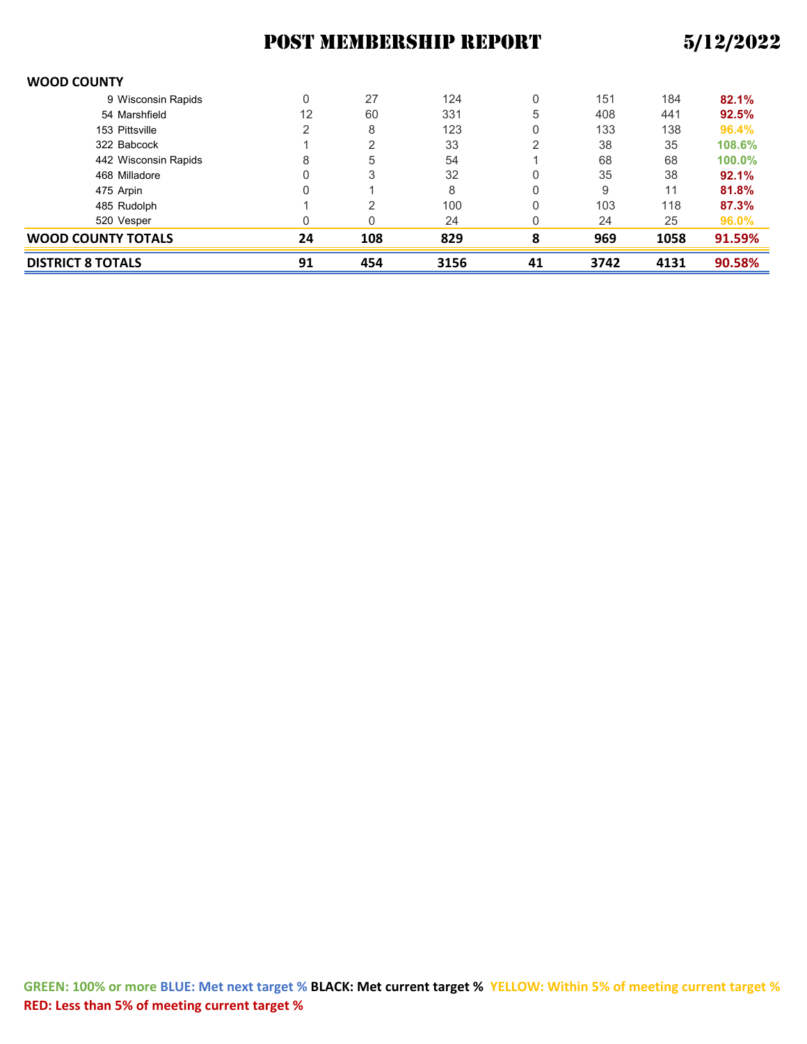# POST MEMBERSHIP REPORT 5/12/2022

| WOOD COUNTY | | | | | | | |
|---|---|---|---|---|---|---|---|
| 9 Wisconsin Rapids | 0 | 27 | 124 | 0 | 151 | 184 | 82.1% |
| 54 Marshfield | 12 | 60 | 331 | 5 | 408 | 441 | 92.5% |
| 153 Pittsville | 2 | 8 | 123 | 0 | 133 | 138 | 96.4% |
| 322 Babcock | 1 | 2 | 33 | 2 | 38 | 35 | 108.6% |
| 442 Wisconsin Rapids | 8 | 5 | 54 | 1 | 68 | 68 | 100.0% |
| 468 Milladore | 0 | 3 | 32 | 0 | 35 | 38 | 92.1% |
| 475 Arpin | 0 | 1 | 8 | 0 | 9 | 11 | 81.8% |
| 485 Rudolph | 1 | 2 | 100 | 0 | 103 | 118 | 87.3% |
| 520 Vesper | 0 | 0 | 24 | 0 | 24 | 25 | 96.0% |
| **WOOD COUNTY TOTALS** | **24** | **108** | **829** | **8** | **969** | **1058** | **91.59%** |
| **DISTRICT 8 TOTALS** | **91** | **454** | **3156** | **41** | **3742** | **4131** | **90.58%** |

**GREEN: 100% or more BLUE: Met next target % BLACK: Met current target % YELLOW: Within 5% of meeting current target % RED: Less than 5% of meeting current target %**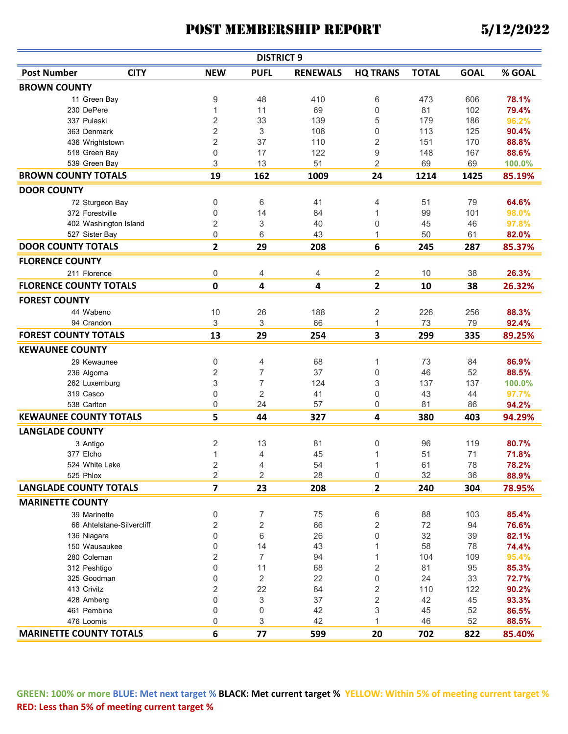# POST MEMBERSHIP REPORT 5/12/2022

## DISTRICT 9

| Post Number | CITY | NEW | PUFL | RENEWALS | HQ TRANS | TOTAL | GOAL | % GOAL |
|---|---|---|---|---|---|---|---|---|
| **BROWN COUNTY** | | | | | | | | |
| 11 | Green Bay | 9 | 48 | 410 | 6 | 473 | 606 | 78.1% |
| 230 | DePere | 1 | 11 | 69 | 0 | 81 | 102 | 79.4% |
| 337 | Pulaski | 2 | 33 | 139 | 5 | 179 | 186 | 96.2% |
| 363 | Denmark | 2 | 3 | 108 | 0 | 113 | 125 | 90.4% |
| 436 | Wrightstown | 2 | 37 | 110 | 2 | 151 | 170 | 88.8% |
| 518 | Green Bay | 0 | 17 | 122 | 9 | 148 | 167 | 88.6% |
| 539 | Green Bay | 3 | 13 | 51 | 2 | 69 | 69 | 100.0% |
| **BROWN COUNTY TOTALS** | | **19** | **162** | **1009** | **24** | **1214** | **1425** | **85.19%** |
| **DOOR COUNTY** | | | | | | | | |
| 72 | Sturgeon Bay | 0 | 6 | 41 | 4 | 51 | 79 | 64.6% |
| 372 | Forestville | 0 | 14 | 84 | 1 | 99 | 101 | 98.0% |
| 402 | Washington Island | 2 | 3 | 40 | 0 | 45 | 46 | 97.8% |
| 527 | Sister Bay | 0 | 6 | 43 | 1 | 50 | 61 | 82.0% |
| **DOOR COUNTY TOTALS** | | **2** | **29** | **208** | **6** | **245** | **287** | **85.37%** |
| **FLORENCE COUNTY** | | | | | | | | |
| 211 | Florence | 0 | 4 | 4 | 2 | 10 | 38 | 26.3% |
| **FLORENCE COUNTY TOTALS** | | **0** | **4** | **4** | **2** | **10** | **38** | **26.32%** |
| **FOREST COUNTY** | | | | | | | | |
| 44 | Wabeno | 10 | 26 | 188 | 2 | 226 | 256 | 88.3% |
| 94 | Crandon | 3 | 3 | 66 | 1 | 73 | 79 | 92.4% |
| **FOREST COUNTY TOTALS** | | **13** | **29** | **254** | **3** | **299** | **335** | **89.25%** |
| **KEWAUNEE COUNTY** | | | | | | | | |
| 29 | Kewaunee | 0 | 4 | 68 | 1 | 73 | 84 | 86.9% |
| 236 | Algoma | 2 | 7 | 37 | 0 | 46 | 52 | 88.5% |
| 262 | Luxemburg | 3 | 7 | 124 | 3 | 137 | 137 | 100.0% |
| 319 | Casco | 0 | 2 | 41 | 0 | 43 | 44 | 97.7% |
| 538 | Carlton | 0 | 24 | 57 | 0 | 81 | 86 | 94.2% |
| **KEWAUNEE COUNTY TOTALS** | | **5** | **44** | **327** | **4** | **380** | **403** | **94.29%** |
| **LANGLADE COUNTY** | | | | | | | | |
| 3 | Antigo | 2 | 13 | 81 | 0 | 96 | 119 | 80.7% |
| 377 | Elcho | 1 | 4 | 45 | 1 | 51 | 71 | 71.8% |
| 524 | White Lake | 2 | 4 | 54 | 1 | 61 | 78 | 78.2% |
| 525 | Phlox | 2 | 2 | 28 | 0 | 32 | 36 | 88.9% |
| **LANGLADE COUNTY TOTALS** | | **7** | **23** | **208** | **2** | **240** | **304** | **78.95%** |
| **MARINETTE COUNTY** | | | | | | | | |
| 39 | Marinette | 0 | 7 | 75 | 6 | 88 | 103 | 85.4% |
| 66 | Ahtelstane-Silvercliff | 2 | 2 | 66 | 2 | 72 | 94 | 76.6% |
| 136 | Niagara | 0 | 6 | 26 | 0 | 32 | 39 | 82.1% |
| 150 | Wausaukee | 0 | 14 | 43 | 1 | 58 | 78 | 74.4% |
| 280 | Coleman | 2 | 7 | 94 | 1 | 104 | 109 | 95.4% |
| 312 | Peshtigo | 0 | 11 | 68 | 2 | 81 | 95 | 85.3% |
| 325 | Goodman | 0 | 2 | 22 | 0 | 24 | 33 | 72.7% |
| 413 | Crivitz | 2 | 22 | 84 | 2 | 110 | 122 | 90.2% |
| 428 | Amberg | 0 | 3 | 37 | 2 | 42 | 45 | 93.3% |
| 461 | Pembine | 0 | 0 | 42 | 3 | 45 | 52 | 86.5% |
| 476 | Loomis | 0 | 3 | 42 | 1 | 46 | 52 | 88.5% |
| **MARINETTE COUNTY TOTALS** | | **6** | **77** | **599** | **20** | **702** | **822** | **85.40%** |

**GREEN: 100% or more BLUE: Met next target % BLACK: Met current target % YELLOW: Within 5% of meeting current target % RED: Less than 5% of meeting current target %**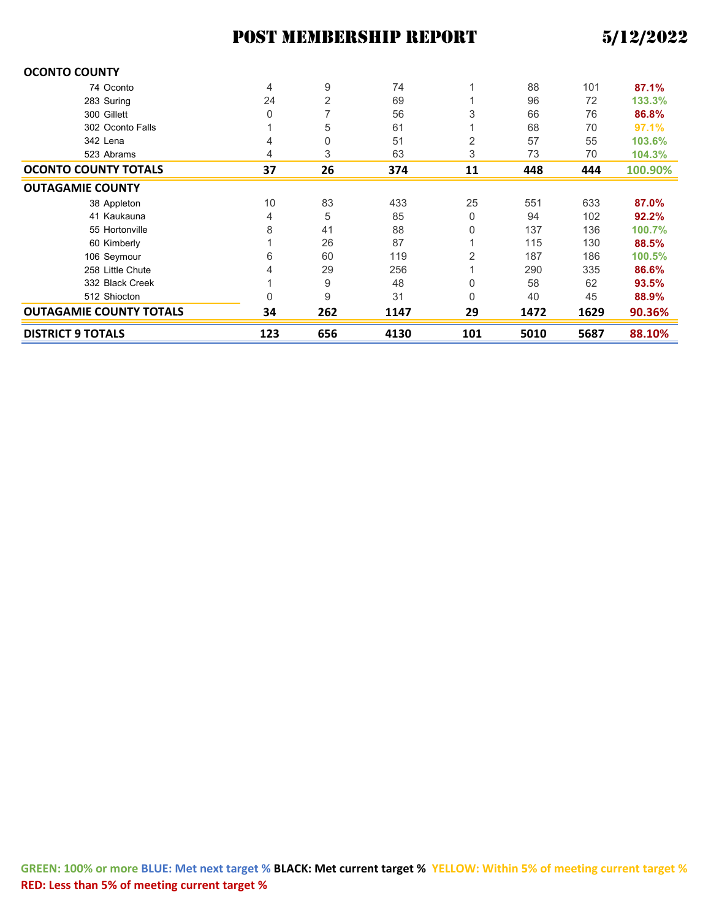# POST MEMBERSHIP REPORT 5/12/2022

| | | | | | | | |
|---|---|---|---|---|---|---|---|
| **OCONTO COUNTY** | | | | | | | |
| 74 Oconto | 4 | 9 | 74 | 1 | 88 | 101 | **87.1%** |
| 283 Suring | 24 | 2 | 69 | 1 | 96 | 72 | **133.3%** |
| 300 Gillett | 0 | 7 | 56 | 3 | 66 | 76 | **86.8%** |
| 302 Oconto Falls | 1 | 5 | 61 | 1 | 68 | 70 | **97.1%** |
| 342 Lena | 4 | 0 | 51 | 2 | 57 | 55 | **103.6%** |
| 523 Abrams | 4 | 3 | 63 | 3 | 73 | 70 | **104.3%** |
| **OCONTO COUNTY TOTALS** | **37** | **26** | **374** | **11** | **448** | **444** | **100.90%** |
| **OUTAGAMIE COUNTY** | | | | | | | |
| 38 Appleton | 10 | 83 | 433 | 25 | 551 | 633 | **87.0%** |
| 41 Kaukauna | 4 | 5 | 85 | 0 | 94 | 102 | **92.2%** |
| 55 Hortonville | 8 | 41 | 88 | 0 | 137 | 136 | **100.7%** |
| 60 Kimberly | 1 | 26 | 87 | 1 | 115 | 130 | **88.5%** |
| 106 Seymour | 6 | 60 | 119 | 2 | 187 | 186 | **100.5%** |
| 258 Little Chute | 4 | 29 | 256 | 1 | 290 | 335 | **86.6%** |
| 332 Black Creek | 1 | 9 | 48 | 0 | 58 | 62 | **93.5%** |
| 512 Shiocton | 0 | 9 | 31 | 0 | 40 | 45 | **88.9%** |
| **OUTAGAMIE COUNTY TOTALS** | **34** | **262** | **1147** | **29** | **1472** | **1629** | **90.36%** |
| **DISTRICT 9 TOTALS** | **123** | **656** | **4130** | **101** | **5010** | **5687** | **88.10%** |

**GREEN: 100% or more BLUE: Met next target % BLACK: Met current target % YELLOW: Within 5% of meeting current target % RED: Less than 5% of meeting current target %**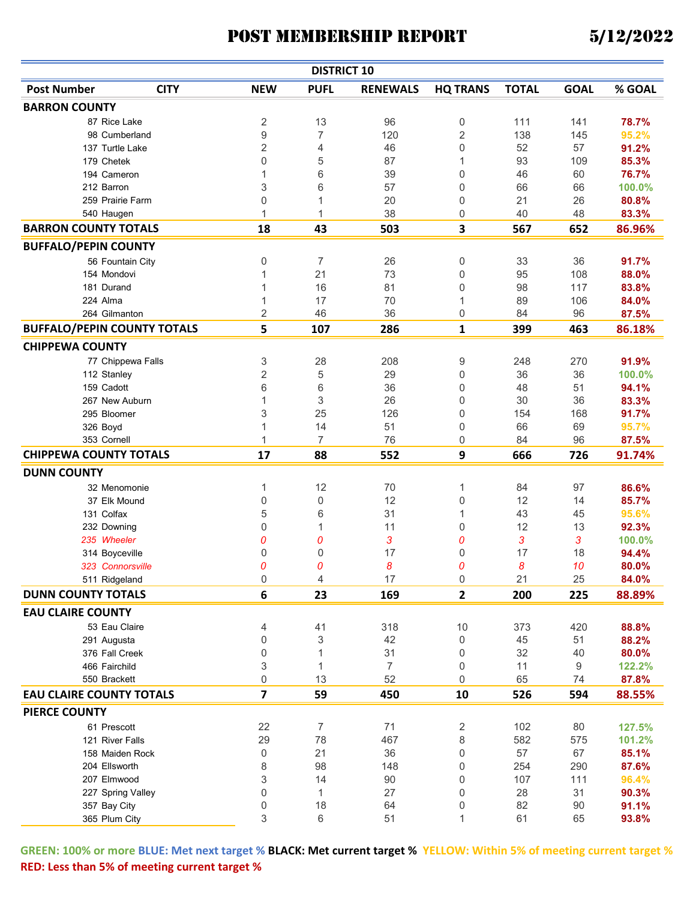# POST MEMBERSHIP REPORT 5/12/2022

## DISTRICT 10

| Post Number | CITY | NEW | PUFL | RENEWALS | HQ TRANS | TOTAL | GOAL | % GOAL |
|---|---|---|---|---|---|---|---|---|
| **BARRON COUNTY** | | | | | | | | |
| 87 | Rice Lake | 2 | 13 | 96 | 0 | 111 | 141 | 78.7% |
| 98 | Cumberland | 9 | 7 | 120 | 2 | 138 | 145 | 95.2% |
| 137 | Turtle Lake | 2 | 4 | 46 | 0 | 52 | 57 | 91.2% |
| 179 | Chetek | 0 | 5 | 87 | 1 | 93 | 109 | 85.3% |
| 194 | Cameron | 1 | 6 | 39 | 0 | 46 | 60 | 76.7% |
| 212 | Barron | 3 | 6 | 57 | 0 | 66 | 66 | 100.0% |
| 259 | Prairie Farm | 0 | 1 | 20 | 0 | 21 | 26 | 80.8% |
| 540 | Haugen | 1 | 1 | 38 | 0 | 40 | 48 | 83.3% |
| **BARRON COUNTY TOTALS** | | **18** | **43** | **503** | **3** | **567** | **652** | **86.96%** |
| **BUFFALO/PEPIN COUNTY** | | | | | | | | |
| 56 | Fountain City | 0 | 7 | 26 | 0 | 33 | 36 | 91.7% |
| 154 | Mondovi | 1 | 21 | 73 | 0 | 95 | 108 | 88.0% |
| 181 | Durand | 1 | 16 | 81 | 0 | 98 | 117 | 83.8% |
| 224 | Alma | 1 | 17 | 70 | 1 | 89 | 106 | 84.0% |
| 264 | Gilmanton | 2 | 46 | 36 | 0 | 84 | 96 | 87.5% |
| **BUFFALO/PEPIN COUNTY TOTALS** | | **5** | **107** | **286** | **1** | **399** | **463** | **86.18%** |
| **CHIPPEWA COUNTY** | | | | | | | | |
| 77 | Chippewa Falls | 3 | 28 | 208 | 9 | 248 | 270 | 91.9% |
| 112 | Stanley | 2 | 5 | 29 | 0 | 36 | 36 | 100.0% |
| 159 | Cadott | 6 | 6 | 36 | 0 | 48 | 51 | 94.1% |
| 267 | New Auburn | 1 | 3 | 26 | 0 | 30 | 36 | 83.3% |
| 295 | Bloomer | 3 | 25 | 126 | 0 | 154 | 168 | 91.7% |
| 326 | Boyd | 1 | 14 | 51 | 0 | 66 | 69 | 95.7% |
| 353 | Cornell | 1 | 7 | 76 | 0 | 84 | 96 | 87.5% |
| **CHIPPEWA COUNTY TOTALS** | | **17** | **88** | **552** | **9** | **666** | **726** | **91.74%** |
| **DUNN COUNTY** | | | | | | | | |
| 32 | Menomonie | 1 | 12 | 70 | 1 | 84 | 97 | 86.6% |
| 37 | Elk Mound | 0 | 0 | 12 | 0 | 12 | 14 | 85.7% |
| 131 | Colfax | 5 | 6 | 31 | 1 | 43 | 45 | 95.6% |
| 232 | Downing | 0 | 1 | 11 | 0 | 12 | 13 | 92.3% |
| *235* | *Wheeler* | *0* | *0* | *3* | *0* | *3* | *3* | 100.0% |
| 314 | Boyceville | 0 | 0 | 17 | 0 | 17 | 18 | 94.4% |
| *323* | *Connorsville* | *0* | *0* | *8* | *0* | *8* | *10* | 80.0% |
| 511 | Ridgeland | 0 | 4 | 17 | 0 | 21 | 25 | 84.0% |
| **DUNN COUNTY TOTALS** | | **6** | **23** | **169** | **2** | **200** | **225** | **88.89%** |
| **EAU CLAIRE COUNTY** | | | | | | | | |
| 53 | Eau Claire | 4 | 41 | 318 | 10 | 373 | 420 | 88.8% |
| 291 | Augusta | 0 | 3 | 42 | 0 | 45 | 51 | 88.2% |
| 376 | Fall Creek | 0 | 1 | 31 | 0 | 32 | 40 | 80.0% |
| 466 | Fairchild | 3 | 1 | 7 | 0 | 11 | 9 | 122.2% |
| 550 | Brackett | 0 | 13 | 52 | 0 | 65 | 74 | 87.8% |
| **EAU CLAIRE COUNTY TOTALS** | | **7** | **59** | **450** | **10** | **526** | **594** | **88.55%** |
| **PIERCE COUNTY** | | | | | | | | |
| 61 | Prescott | 22 | 7 | 71 | 2 | 102 | 80 | 127.5% |
| 121 | River Falls | 29 | 78 | 467 | 8 | 582 | 575 | 101.2% |
| 158 | Maiden Rock | 0 | 21 | 36 | 0 | 57 | 67 | 85.1% |
| 204 | Ellsworth | 8 | 98 | 148 | 0 | 254 | 290 | 87.6% |
| 207 | Elmwood | 3 | 14 | 90 | 0 | 107 | 111 | 96.4% |
| 227 | Spring Valley | 0 | 1 | 27 | 0 | 28 | 31 | 90.3% |
| 357 | Bay City | 0 | 18 | 64 | 0 | 82 | 90 | 91.1% |
| 365 | Plum City | 3 | 6 | 51 | 1 | 61 | 65 | 93.8% |

**GREEN: 100% or more BLUE: Met next target % BLACK: Met current target % YELLOW: Within 5% of meeting current target % RED: Less than 5% of meeting current target %**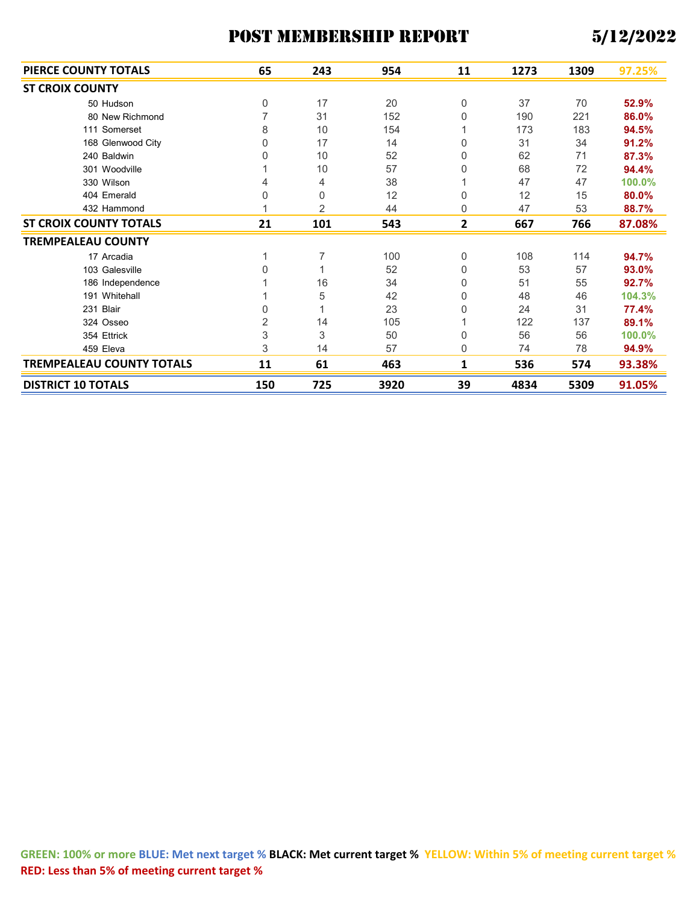# POST MEMBERSHIP REPORT 5/12/2022

| | | | | | | | |
|---|---|---|---|---|---|---|---|
| **PIERCE COUNTY TOTALS** | **65** | **243** | **954** | **11** | **1273** | **1309** | **97.25%** |
| **ST CROIX COUNTY** | | | | | | | |
| 50 Hudson | 0 | 17 | 20 | 0 | 37 | 70 | **52.9%** |
| 80 New Richmond | 7 | 31 | 152 | 0 | 190 | 221 | **86.0%** |
| 111 Somerset | 8 | 10 | 154 | 1 | 173 | 183 | **94.5%** |
| 168 Glenwood City | 0 | 17 | 14 | 0 | 31 | 34 | **91.2%** |
| 240 Baldwin | 0 | 10 | 52 | 0 | 62 | 71 | **87.3%** |
| 301 Woodville | 1 | 10 | 57 | 0 | 68 | 72 | **94.4%** |
| 330 Wilson | 4 | 4 | 38 | 1 | 47 | 47 | **100.0%** |
| 404 Emerald | 0 | 0 | 12 | 0 | 12 | 15 | **80.0%** |
| 432 Hammond | 1 | 2 | 44 | 0 | 47 | 53 | **88.7%** |
| **ST CROIX COUNTY TOTALS** | **21** | **101** | **543** | **2** | **667** | **766** | **87.08%** |
| **TREMPEALEAU COUNTY** | | | | | | | |
| 17 Arcadia | 1 | 7 | 100 | 0 | 108 | 114 | **94.7%** |
| 103 Galesville | 0 | 1 | 52 | 0 | 53 | 57 | **93.0%** |
| 186 Independence | 1 | 16 | 34 | 0 | 51 | 55 | **92.7%** |
| 191 Whitehall | 1 | 5 | 42 | 0 | 48 | 46 | **104.3%** |
| 231 Blair | 0 | 1 | 23 | 0 | 24 | 31 | **77.4%** |
| 324 Osseo | 2 | 14 | 105 | 1 | 122 | 137 | **89.1%** |
| 354 Ettrick | 3 | 3 | 50 | 0 | 56 | 56 | **100.0%** |
| 459 Eleva | 3 | 14 | 57 | 0 | 74 | 78 | **94.9%** |
| **TREMPEALEAU COUNTY TOTALS** | **11** | **61** | **463** | **1** | **536** | **574** | **93.38%** |
| **DISTRICT 10 TOTALS** | **150** | **725** | **3920** | **39** | **4834** | **5309** | **91.05%** |

**GREEN: 100% or more** **BLUE: Met next target %** **BLACK: Met current target %** **YELLOW: Within 5% of meeting current target %** **RED: Less than 5% of meeting current target %**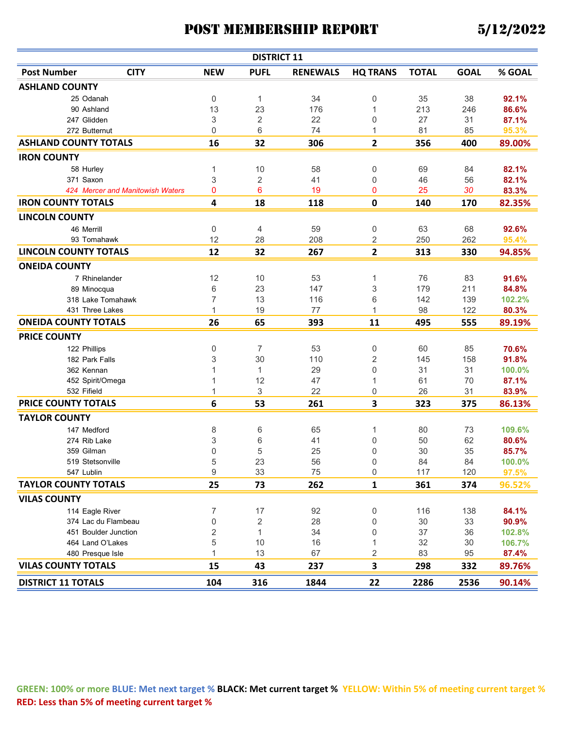# POST MEMBERSHIP REPORT 5/12/2022

| DISTRICT 11 | | | | | | | | |
|---|---|---|---|---|---|---|---|---|
| **Post Number** | **CITY** | **NEW** | **PUFL** | **RENEWALS** | **HQ TRANS** | **TOTAL** | **GOAL** | **% GOAL** |
| **ASHLAND COUNTY** | | | | | | | | |
| 25 | Odanah | 0 | 1 | 34 | 0 | 35 | 38 | **92.1%** |
| 90 | Ashland | 13 | 23 | 176 | 1 | 213 | 246 | **86.6%** |
| 247 | Glidden | 3 | 2 | 22 | 0 | 27 | 31 | **87.1%** |
| 272 | Butternut | 0 | 6 | 74 | 1 | 81 | 85 | **95.3%** |
| **ASHLAND COUNTY TOTALS** | | **16** | **32** | **306** | **2** | **356** | **400** | **89.00%** |
| **IRON COUNTY** | | | | | | | | |
| 58 | Hurley | 1 | 10 | 58 | 0 | 69 | 84 | **82.1%** |
| 371 | Saxon | 3 | 2 | 41 | 0 | 46 | 56 | **82.1%** |
| *424* | *Mercer and Manitowish Waters* | 0 | 6 | 19 | 0 | 25 | *30* | **83.3%** |
| **IRON COUNTY TOTALS** | | **4** | **18** | **118** | **0** | **140** | **170** | **82.35%** |
| **LINCOLN COUNTY** | | | | | | | | |
| 46 | Merrill | 0 | 4 | 59 | 0 | 63 | 68 | **92.6%** |
| 93 | Tomahawk | 12 | 28 | 208 | 2 | 250 | 262 | **95.4%** |
| **LINCOLN COUNTY TOTALS** | | **12** | **32** | **267** | **2** | **313** | **330** | **94.85%** |
| **ONEIDA COUNTY** | | | | | | | | |
| 7 | Rhinelander | 12 | 10 | 53 | 1 | 76 | 83 | **91.6%** |
| 89 | Minocqua | 6 | 23 | 147 | 3 | 179 | 211 | **84.8%** |
| 318 | Lake Tomahawk | 7 | 13 | 116 | 6 | 142 | 139 | **102.2%** |
| 431 | Three Lakes | 1 | 19 | 77 | 1 | 98 | 122 | **80.3%** |
| **ONEIDA COUNTY TOTALS** | | **26** | **65** | **393** | **11** | **495** | **555** | **89.19%** |
| **PRICE COUNTY** | | | | | | | | |
| 122 | Phillips | 0 | 7 | 53 | 0 | 60 | 85 | **70.6%** |
| 182 | Park Falls | 3 | 30 | 110 | 2 | 145 | 158 | **91.8%** |
| 362 | Kennan | 1 | 1 | 29 | 0 | 31 | 31 | **100.0%** |
| 452 | Spirit/Omega | 1 | 12 | 47 | 1 | 61 | 70 | **87.1%** |
| 532 | Fifield | 1 | 3 | 22 | 0 | 26 | 31 | **83.9%** |
| **PRICE COUNTY TOTALS** | | **6** | **53** | **261** | **3** | **323** | **375** | **86.13%** |
| **TAYLOR COUNTY** | | | | | | | | |
| 147 | Medford | 8 | 6 | 65 | 1 | 80 | 73 | **109.6%** |
| 274 | Rib Lake | 3 | 6 | 41 | 0 | 50 | 62 | **80.6%** |
| 359 | Gilman | 0 | 5 | 25 | 0 | 30 | 35 | **85.7%** |
| 519 | Stetsonville | 5 | 23 | 56 | 0 | 84 | 84 | **100.0%** |
| 547 | Lublin | 9 | 33 | 75 | 0 | 117 | 120 | **97.5%** |
| **TAYLOR COUNTY TOTALS** | | **25** | **73** | **262** | **1** | **361** | **374** | **96.52%** |
| **VILAS COUNTY** | | | | | | | | |
| 114 | Eagle River | 7 | 17 | 92 | 0 | 116 | 138 | **84.1%** |
| 374 | Lac du Flambeau | 0 | 2 | 28 | 0 | 30 | 33 | **90.9%** |
| 451 | Boulder Junction | 2 | 1 | 34 | 0 | 37 | 36 | **102.8%** |
| 464 | Land O'Lakes | 5 | 10 | 16 | 1 | 32 | 30 | **106.7%** |
| 480 | Presque Isle | 1 | 13 | 67 | 2 | 83 | 95 | **87.4%** |
| **VILAS COUNTY TOTALS** | | **15** | **43** | **237** | **3** | **298** | **332** | **89.76%** |
| **DISTRICT 11 TOTALS** | | **104** | **316** | **1844** | **22** | **2286** | **2536** | **90.14%** |

**GREEN: 100% or more BLUE: Met next target % BLACK: Met current target % YELLOW: Within 5% of meeting current target %**
**RED: Less than 5% of meeting current target %**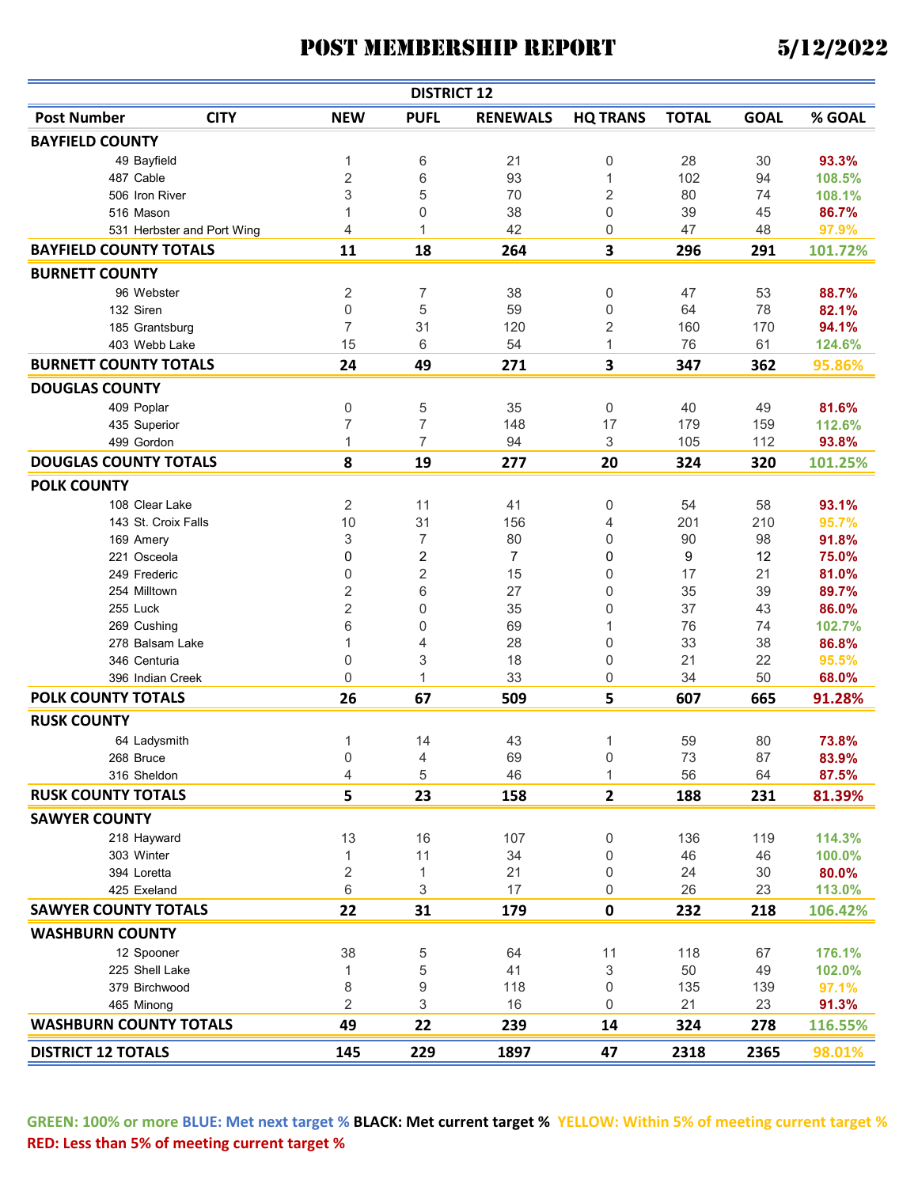# POST MEMBERSHIP REPORT 5/12/2022

| DISTRICT 12 | | | | | | | | |
|---|---|---|---|---|---|---|---|---|
| **Post Number** | **CITY** | **NEW** | **PUFL** | **RENEWALS** | **HQ TRANS** | **TOTAL** | **GOAL** | **% GOAL** |
| **BAYFIELD COUNTY** | | | | | | | | |
| 49 | Bayfield | 1 | 6 | 21 | 0 | 28 | 30 | 93.3% |
| 487 | Cable | 2 | 6 | 93 | 1 | 102 | 94 | 108.5% |
| 506 | Iron River | 3 | 5 | 70 | 2 | 80 | 74 | 108.1% |
| 516 | Mason | 1 | 0 | 38 | 0 | 39 | 45 | 86.7% |
| 531 | Herbster and Port Wing | 4 | 1 | 42 | 0 | 47 | 48 | 97.9% |
| **BAYFIELD COUNTY TOTALS** | | **11** | **18** | **264** | **3** | **296** | **291** | **101.72%** |
| **BURNETT COUNTY** | | | | | | | | |
| 96 | Webster | 2 | 7 | 38 | 0 | 47 | 53 | 88.7% |
| 132 | Siren | 0 | 5 | 59 | 0 | 64 | 78 | 82.1% |
| 185 | Grantsburg | 7 | 31 | 120 | 2 | 160 | 170 | 94.1% |
| 403 | Webb Lake | 15 | 6 | 54 | 1 | 76 | 61 | 124.6% |
| **BURNETT COUNTY TOTALS** | | **24** | **49** | **271** | **3** | **347** | **362** | **95.86%** |
| **DOUGLAS COUNTY** | | | | | | | | |
| 409 | Poplar | 0 | 5 | 35 | 0 | 40 | 49 | 81.6% |
| 435 | Superior | 7 | 7 | 148 | 17 | 179 | 159 | 112.6% |
| 499 | Gordon | 1 | 7 | 94 | 3 | 105 | 112 | 93.8% |
| **DOUGLAS COUNTY TOTALS** | | **8** | **19** | **277** | **20** | **324** | **320** | **101.25%** |
| **POLK COUNTY** | | | | | | | | |
| 108 | Clear Lake | 2 | 11 | 41 | 0 | 54 | 58 | 93.1% |
| 143 | St. Croix Falls | 10 | 31 | 156 | 4 | 201 | 210 | 95.7% |
| 169 | Amery | 3 | 7 | 80 | 0 | 90 | 98 | 91.8% |
| 221 | Osceola | 0 | 2 | 7 | 0 | 9 | 12 | 75.0% |
| 249 | Frederic | 0 | 2 | 15 | 0 | 17 | 21 | 81.0% |
| 254 | Milltown | 2 | 6 | 27 | 0 | 35 | 39 | 89.7% |
| 255 | Luck | 2 | 0 | 35 | 0 | 37 | 43 | 86.0% |
| 269 | Cushing | 6 | 0 | 69 | 1 | 76 | 74 | 102.7% |
| 278 | Balsam Lake | 1 | 4 | 28 | 0 | 33 | 38 | 86.8% |
| 346 | Centuria | 0 | 3 | 18 | 0 | 21 | 22 | 95.5% |
| 396 | Indian Creek | 0 | 1 | 33 | 0 | 34 | 50 | 68.0% |
| **POLK COUNTY TOTALS** | | **26** | **67** | **509** | **5** | **607** | **665** | **91.28%** |
| **RUSK COUNTY** | | | | | | | | |
| 64 | Ladysmith | 1 | 14 | 43 | 1 | 59 | 80 | 73.8% |
| 268 | Bruce | 0 | 4 | 69 | 0 | 73 | 87 | 83.9% |
| 316 | Sheldon | 4 | 5 | 46 | 1 | 56 | 64 | 87.5% |
| **RUSK COUNTY TOTALS** | | **5** | **23** | **158** | **2** | **188** | **231** | **81.39%** |
| **SAWYER COUNTY** | | | | | | | | |
| 218 | Hayward | 13 | 16 | 107 | 0 | 136 | 119 | 114.3% |
| 303 | Winter | 1 | 11 | 34 | 0 | 46 | 46 | 100.0% |
| 394 | Loretta | 2 | 1 | 21 | 0 | 24 | 30 | 80.0% |
| 425 | Exeland | 6 | 3 | 17 | 0 | 26 | 23 | 113.0% |
| **SAWYER COUNTY TOTALS** | | **22** | **31** | **179** | **0** | **232** | **218** | **106.42%** |
| **WASHBURN COUNTY** | | | | | | | | |
| 12 | Spooner | 38 | 5 | 64 | 11 | 118 | 67 | 176.1% |
| 225 | Shell Lake | 1 | 5 | 41 | 3 | 50 | 49 | 102.0% |
| 379 | Birchwood | 8 | 9 | 118 | 0 | 135 | 139 | 97.1% |
| 465 | Minong | 2 | 3 | 16 | 0 | 21 | 23 | 91.3% |
| **WASHBURN COUNTY TOTALS** | | **49** | **22** | **239** | **14** | **324** | **278** | **116.55%** |
| **DISTRICT 12 TOTALS** | | **145** | **229** | **1897** | **47** | **2318** | **2365** | **98.01%** |

**GREEN: 100% or more BLUE: Met next target % BLACK: Met current target % YELLOW: Within 5% of meeting current target % RED: Less than 5% of meeting current target %**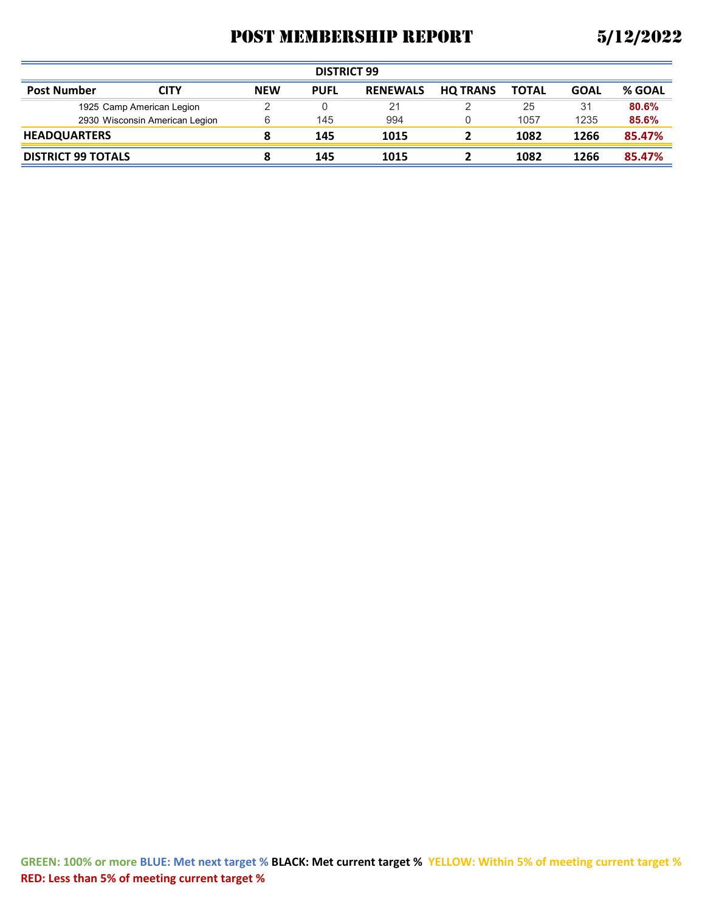# POST MEMBERSHIP REPORT 5/12/2022

| DISTRICT 99 | | | | | | | | |
|---|---|---|---|---|---|---|---|---|
| **Post Number** | **CITY** | **NEW** | **PUFL** | **RENEWALS** | **HQ TRANS** | **TOTAL** | **GOAL** | **% GOAL** |
| 1925 | Camp American Legion | 2 | 0 | 21 | 2 | 25 | 31 | **80.6%** |
| 2930 | Wisconsin American Legion | 6 | 145 | 994 | 0 | 1057 | 1235 | **85.6%** |
| **HEADQUARTERS** | | **8** | **145** | **1015** | **2** | **1082** | **1266** | **85.47%** |
| **DISTRICT 99 TOTALS** | | **8** | **145** | **1015** | **2** | **1082** | **1266** | **85.47%** |

**GREEN: 100% or more BLUE: Met next target % BLACK: Met current target % YELLOW: Within 5% of meeting current target % RED: Less than 5% of meeting current target %**